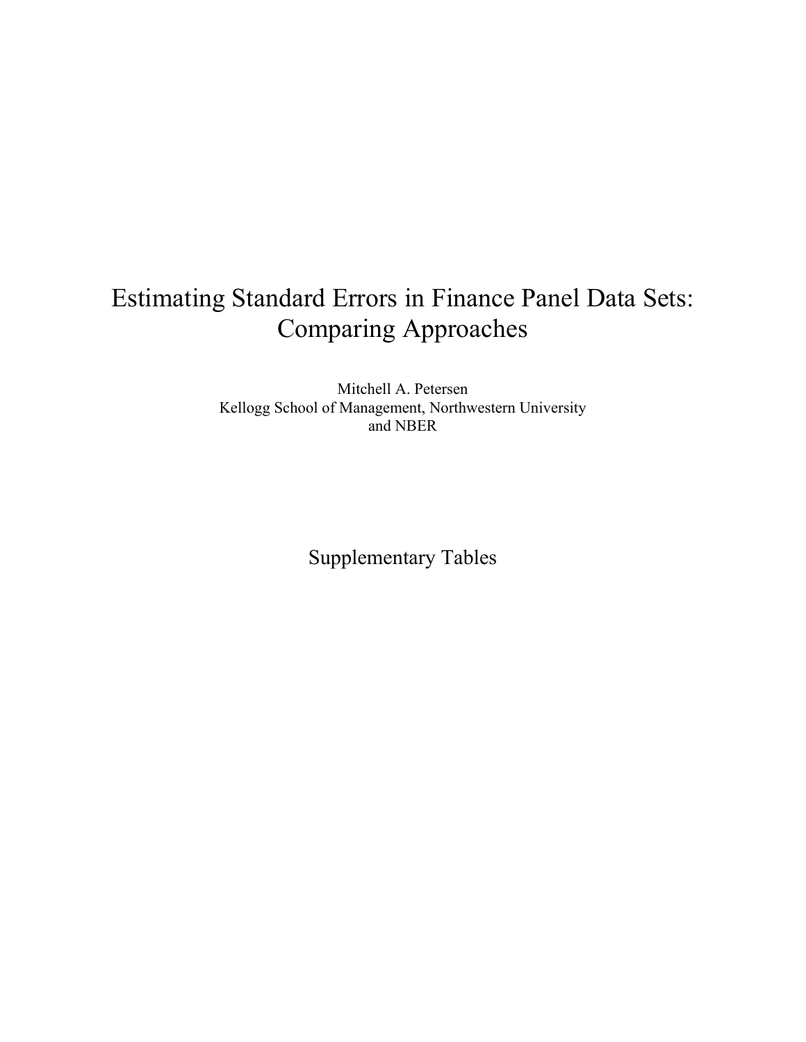# Estimating Standard Errors in Finance Panel Data Sets: Comparing Approaches

Mitchell A. Petersen
Kellogg School of Management, Northwestern University
and NBER

## Supplementary Tables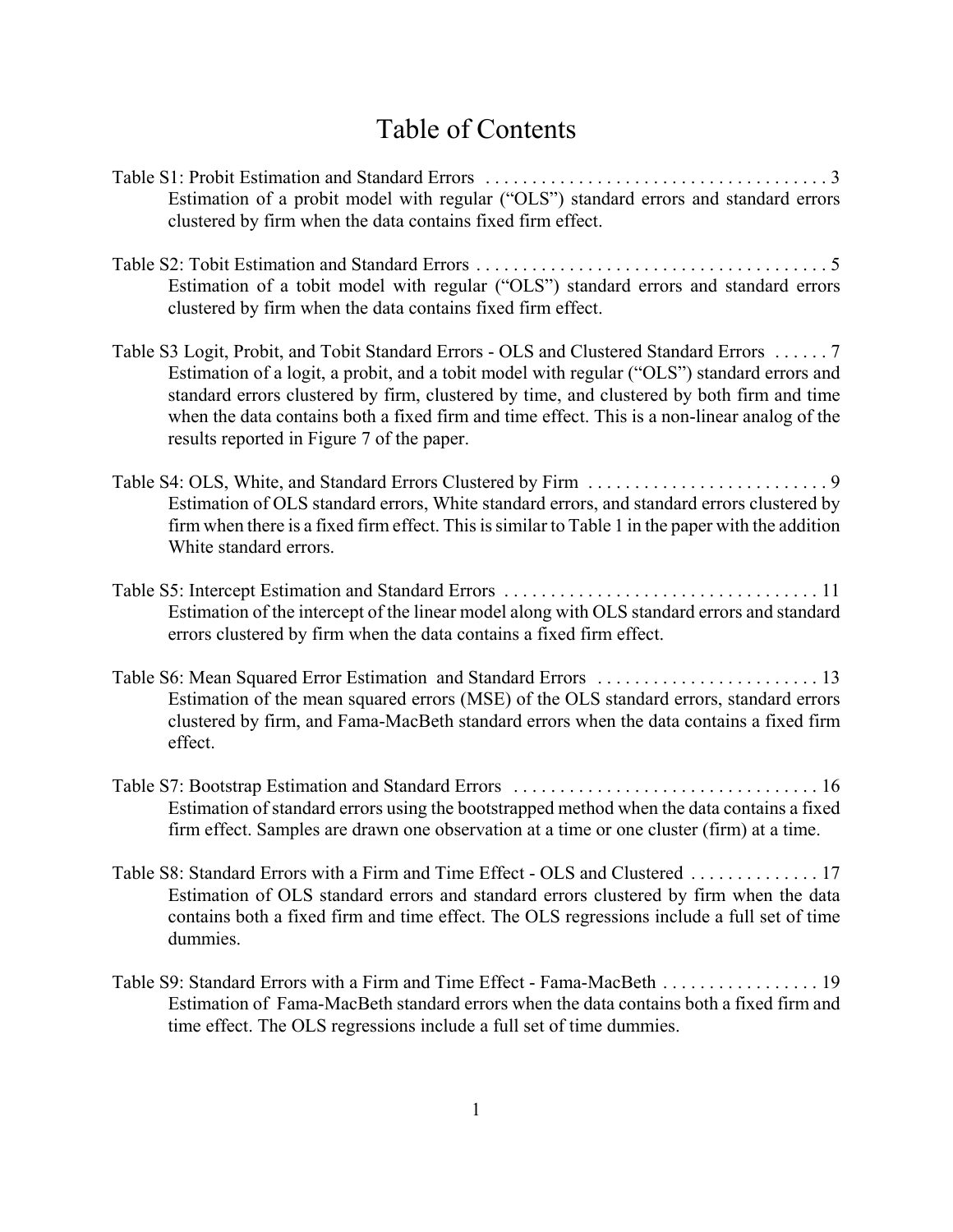# Table of Contents

Table S1: Probit Estimation and Standard Errors . . . . . . . . . . . . . . . . . . . . . . . . . . . . . . . . . . . . . 3
Estimation of a probit model with regular ("OLS") standard errors and standard errors clustered by firm when the data contains fixed firm effect.

Table S2: Tobit Estimation and Standard Errors . . . . . . . . . . . . . . . . . . . . . . . . . . . . . . . . . . . . . . 5
Estimation of a tobit model with regular ("OLS") standard errors and standard errors clustered by firm when the data contains fixed firm effect.

Table S3 Logit, Probit, and Tobit Standard Errors - OLS and Clustered Standard Errors . . . . . . 7
Estimation of a logit, a probit, and a tobit model with regular ("OLS") standard errors and standard errors clustered by firm, clustered by time, and clustered by both firm and time when the data contains both a fixed firm and time effect. This is a non-linear analog of the results reported in Figure 7 of the paper.

Table S4: OLS, White, and Standard Errors Clustered by Firm . . . . . . . . . . . . . . . . . . . . . . . . . . 9
Estimation of OLS standard errors, White standard errors, and standard errors clustered by firm when there is a fixed firm effect. This is similar to Table 1 in the paper with the addition White standard errors.

Table S5: Intercept Estimation and Standard Errors . . . . . . . . . . . . . . . . . . . . . . . . . . . . . . . . . . 11
Estimation of the intercept of the linear model along with OLS standard errors and standard errors clustered by firm when the data contains a fixed firm effect.

Table S6: Mean Squared Error Estimation and Standard Errors . . . . . . . . . . . . . . . . . . . . . . . . 13
Estimation of the mean squared errors (MSE) of the OLS standard errors, standard errors clustered by firm, and Fama-MacBeth standard errors when the data contains a fixed firm effect.

Table S7: Bootstrap Estimation and Standard Errors . . . . . . . . . . . . . . . . . . . . . . . . . . . . . . . . . 16
Estimation of standard errors using the bootstrapped method when the data contains a fixed firm effect. Samples are drawn one observation at a time or one cluster (firm) at a time.

Table S8: Standard Errors with a Firm and Time Effect - OLS and Clustered . . . . . . . . . . . . . . 17
Estimation of OLS standard errors and standard errors clustered by firm when the data contains both a fixed firm and time effect. The OLS regressions include a full set of time dummies.

Table S9: Standard Errors with a Firm and Time Effect - Fama-MacBeth . . . . . . . . . . . . . . . . . 19
Estimation of Fama-MacBeth standard errors when the data contains both a fixed firm and time effect. The OLS regressions include a full set of time dummies.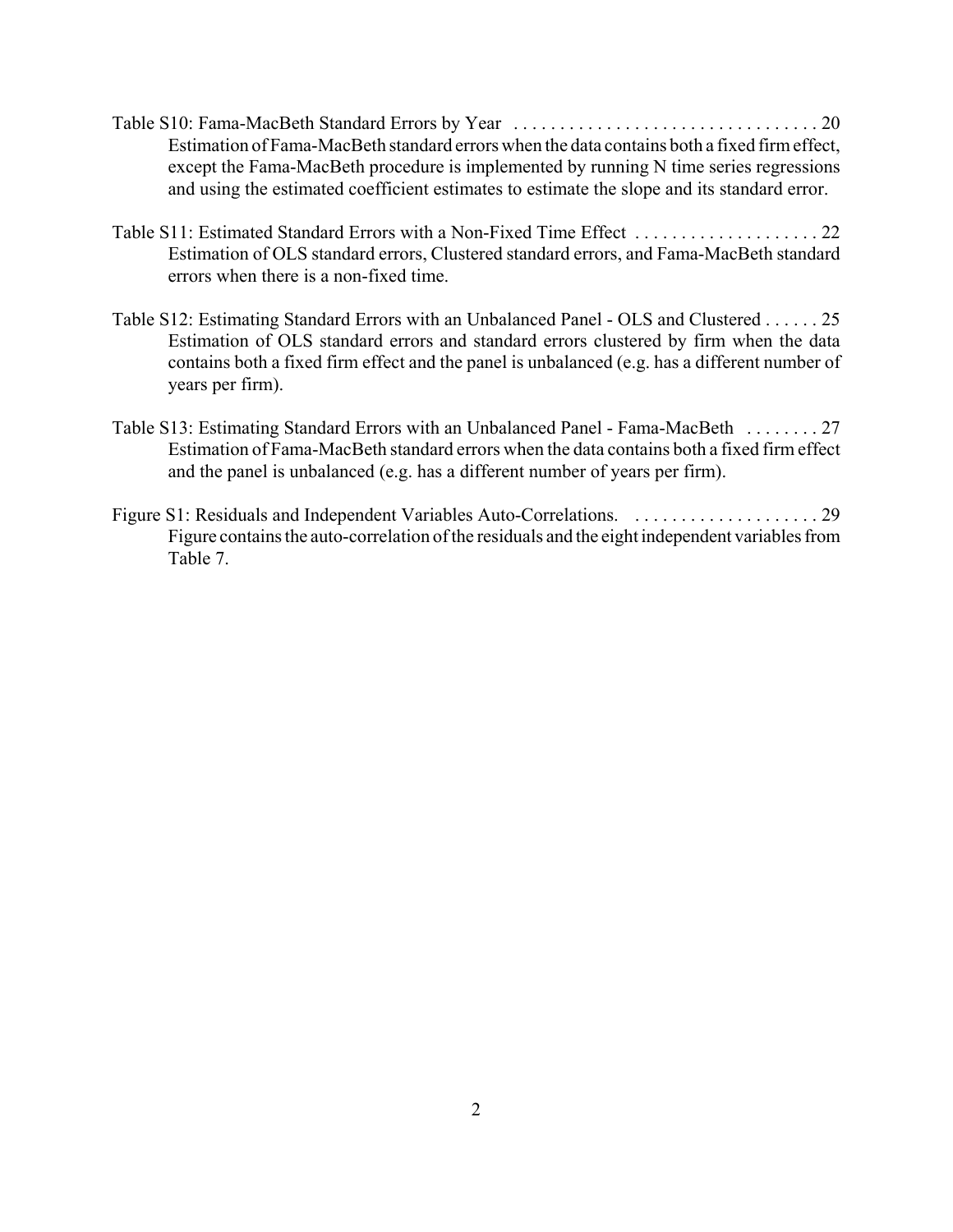Table S10: Fama-MacBeth Standard Errors by Year . . . . . . . . . . . . . . . . . . . . . . . . . . . . . . . . . 20
Estimation of Fama-MacBeth standard errors when the data contains both a fixed firm effect, except the Fama-MacBeth procedure is implemented by running N time series regressions and using the estimated coefficient estimates to estimate the slope and its standard error.

Table S11: Estimated Standard Errors with a Non-Fixed Time Effect . . . . . . . . . . . . . . . . . . . . 22
Estimation of OLS standard errors, Clustered standard errors, and Fama-MacBeth standard errors when there is a non-fixed time.

Table S12: Estimating Standard Errors with an Unbalanced Panel - OLS and Clustered . . . . . . 25
Estimation of OLS standard errors and standard errors clustered by firm when the data contains both a fixed firm effect and the panel is unbalanced (e.g. has a different number of years per firm).

Table S13: Estimating Standard Errors with an Unbalanced Panel - Fama-MacBeth . . . . . . . . 27
Estimation of Fama-MacBeth standard errors when the data contains both a fixed firm effect and the panel is unbalanced (e.g. has a different number of years per firm).

Figure S1: Residuals and Independent Variables Auto-Correlations. . . . . . . . . . . . . . . . . . . . . 29
Figure contains the auto-correlation of the residuals and the eight independent variables from Table 7.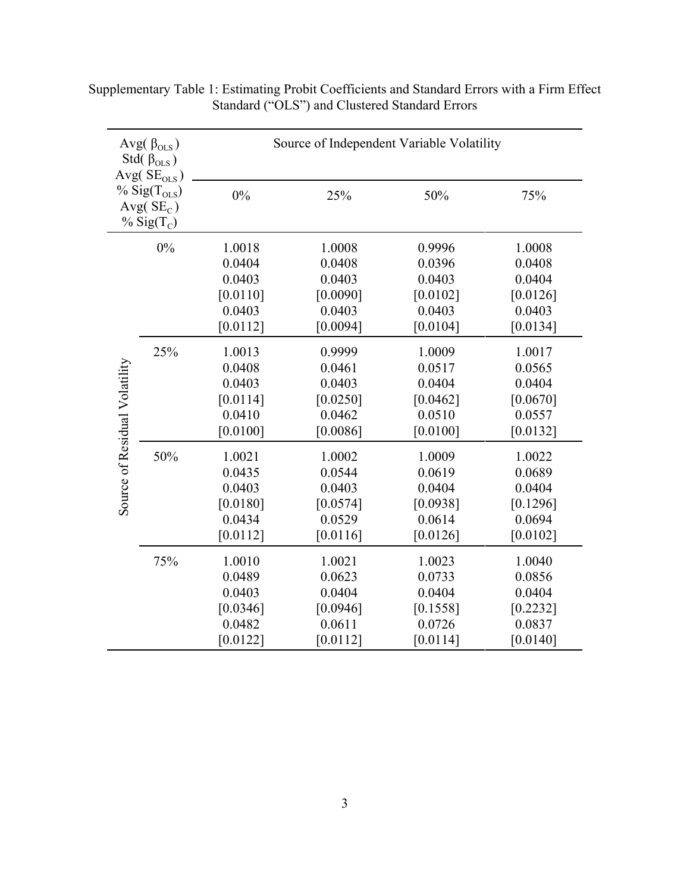Supplementary Table 1: Estimating Probit Coefficients and Standard Errors with a Firm Effect
Standard ("OLS") and Clustered Standard Errors

| $Avg(\beta_{OLS})$<br>$Std(\beta_{OLS})$<br>$Avg(SE_{OLS})$<br>$\% Sig(T_{OLS})$<br>$Avg(SE_C)$<br>$\% Sig(T_C)$ | | Source of Independent Variable Volatility | | | |
|---|---|---|---|---|---|
| | | 0% | 25% | 50% | 75% |
| Source of Residual Volatility | 0% | 1.0018<br>0.0404<br>0.0403<br>[0.0110]<br>0.0403<br>[0.0112] | 1.0008<br>0.0408<br>0.0403<br>[0.0090]<br>0.0403<br>[0.0094] | 0.9996<br>0.0396<br>0.0403<br>[0.0102]<br>0.0403<br>[0.0104] | 1.0008<br>0.0408<br>0.0404<br>[0.0126]<br>0.0403<br>[0.0134] |
| | 25% | 1.0013<br>0.0408<br>0.0403<br>[0.0114]<br>0.0410<br>[0.0100] | 0.9999<br>0.0461<br>0.0403<br>[0.0250]<br>0.0462<br>[0.0086] | 1.0009<br>0.0517<br>0.0404<br>[0.0462]<br>0.0510<br>[0.0100] | 1.0017<br>0.0565<br>0.0404<br>[0.0670]<br>0.0557<br>[0.0132] |
| | 50% | 1.0021<br>0.0435<br>0.0403<br>[0.0180]<br>0.0434<br>[0.0112] | 1.0002<br>0.0544<br>0.0403<br>[0.0574]<br>0.0529<br>[0.0116] | 1.0009<br>0.0619<br>0.0404<br>[0.0938]<br>0.0614<br>[0.0126] | 1.0022<br>0.0689<br>0.0404<br>[0.1296]<br>0.0694<br>[0.0102] |
| | 75% | 1.0010<br>0.0489<br>0.0403<br>[0.0346]<br>0.0482<br>[0.0122] | 1.0021<br>0.0623<br>0.0404<br>[0.0946]<br>0.0611<br>[0.0112] | 1.0023<br>0.0733<br>0.0404<br>[0.1558]<br>0.0726<br>[0.0114] | 1.0040<br>0.0856<br>0.0404<br>[0.2232]<br>0.0837<br>[0.0140] |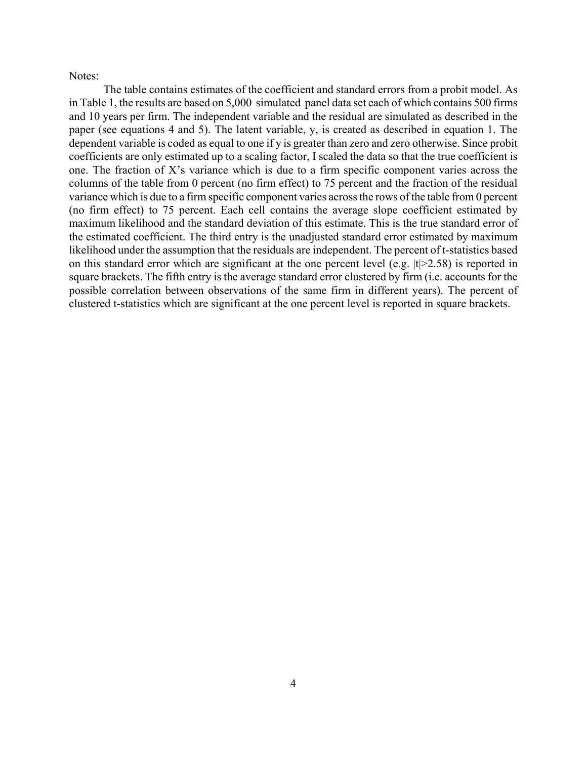Notes:

The table contains estimates of the coefficient and standard errors from a probit model. As in Table 1, the results are based on 5,000 simulated panel data set each of which contains 500 firms and 10 years per firm. The independent variable and the residual are simulated as described in the paper (see equations 4 and 5). The latent variable, y, is created as described in equation 1. The dependent variable is coded as equal to one if y is greater than zero and zero otherwise. Since probit coefficients are only estimated up to a scaling factor, I scaled the data so that the true coefficient is one. The fraction of X's variance which is due to a firm specific component varies across the columns of the table from 0 percent (no firm effect) to 75 percent and the fraction of the residual variance which is due to a firm specific component varies across the rows of the table from 0 percent (no firm effect) to 75 percent. Each cell contains the average slope coefficient estimated by maximum likelihood and the standard deviation of this estimate. This is the true standard error of the estimated coefficient. The third entry is the unadjusted standard error estimated by maximum likelihood under the assumption that the residuals are independent. The percent of t-statistics based on this standard error which are significant at the one percent level (e.g. $|t|>2.58$) is reported in square brackets. The fifth entry is the average standard error clustered by firm (i.e. accounts for the possible correlation between observations of the same firm in different years). The percent of clustered t-statistics which are significant at the one percent level is reported in square brackets.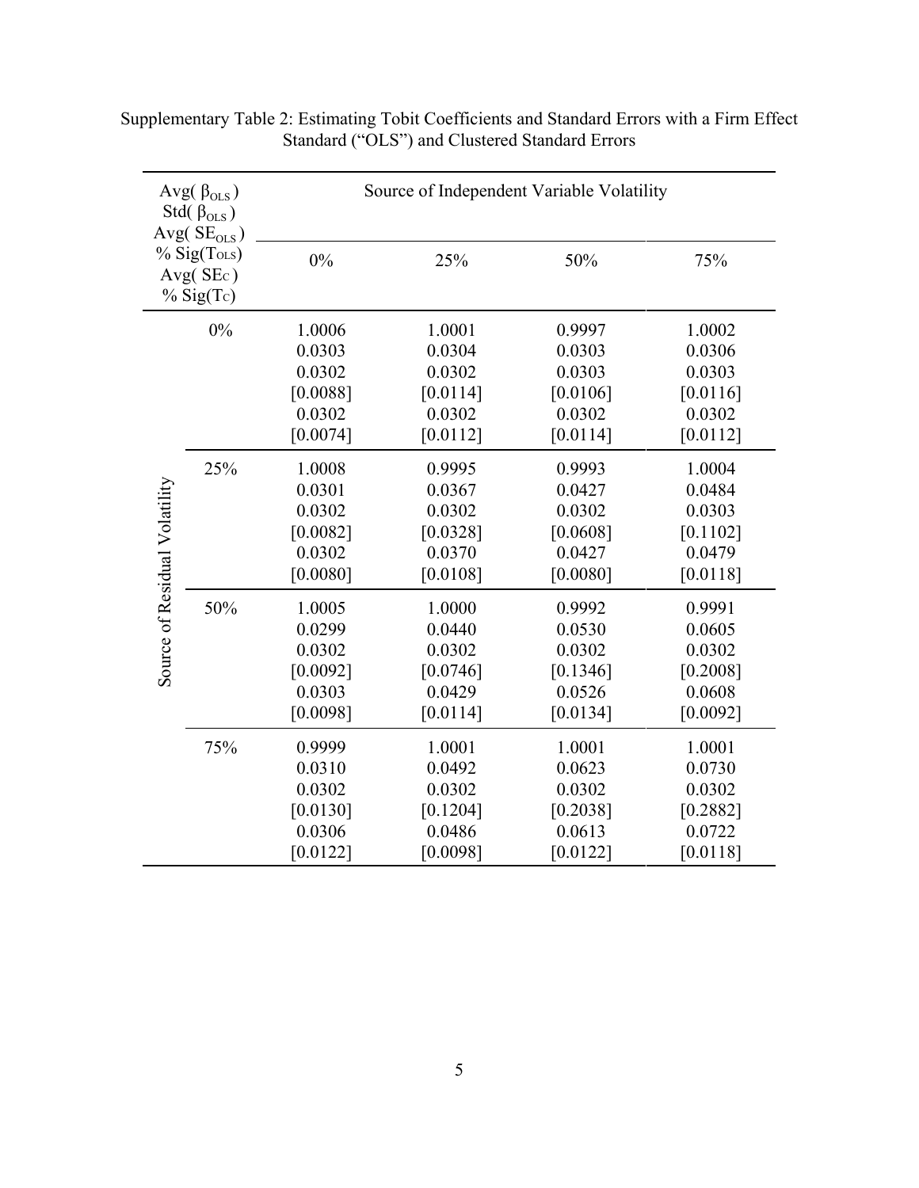Supplementary Table 2: Estimating Tobit Coefficients and Standard Errors with a Firm Effect
Standard ("OLS") and Clustered Standard Errors

| Avg( $\beta_{OLS}$ )<br>Std( $\beta_{OLS}$ )<br>Avg( $SE_{OLS}$ )<br>% Sig($T_{OLS}$)<br>Avg( $SE_C$ )<br>% Sig($T_C$) | | Source of Independent Variable Volatility | | | |
|---|---|---|---|---|---|
| | | 0% | 25% | 50% | 75% |
| Source of Residual Volatility | 0% | 1.0006<br>0.0303<br>0.0302<br>[0.0088]<br>0.0302<br>[0.0074] | 1.0001<br>0.0304<br>0.0302<br>[0.0114]<br>0.0302<br>[0.0112] | 0.9997<br>0.0303<br>0.0303<br>[0.0106]<br>0.0302<br>[0.0114] | 1.0002<br>0.0306<br>0.0303<br>[0.0116]<br>0.0302<br>[0.0112] |
| | 25% | 1.0008<br>0.0301<br>0.0302<br>[0.0082]<br>0.0302<br>[0.0080] | 0.9995<br>0.0367<br>0.0302<br>[0.0328]<br>0.0370<br>[0.0108] | 0.9993<br>0.0427<br>0.0302<br>[0.0608]<br>0.0427<br>[0.0080] | 1.0004<br>0.0484<br>0.0303<br>[0.1102]<br>0.0479<br>[0.0118] |
| | 50% | 1.0005<br>0.0299<br>0.0302<br>[0.0092]<br>0.0303<br>[0.0098] | 1.0000<br>0.0440<br>0.0302<br>[0.0746]<br>0.0429<br>[0.0114] | 0.9992<br>0.0530<br>0.0302<br>[0.1346]<br>0.0526<br>[0.0134] | 0.9991<br>0.0605<br>0.0302<br>[0.2008]<br>0.0608<br>[0.0092] |
| | 75% | 0.9999<br>0.0310<br>0.0302<br>[0.0130]<br>0.0306<br>[0.0122] | 1.0001<br>0.0492<br>0.0302<br>[0.1204]<br>0.0486<br>[0.0098] | 1.0001<br>0.0623<br>0.0302<br>[0.2038]<br>0.0613<br>[0.0122] | 1.0001<br>0.0730<br>0.0302<br>[0.2882]<br>0.0722<br>[0.0118] |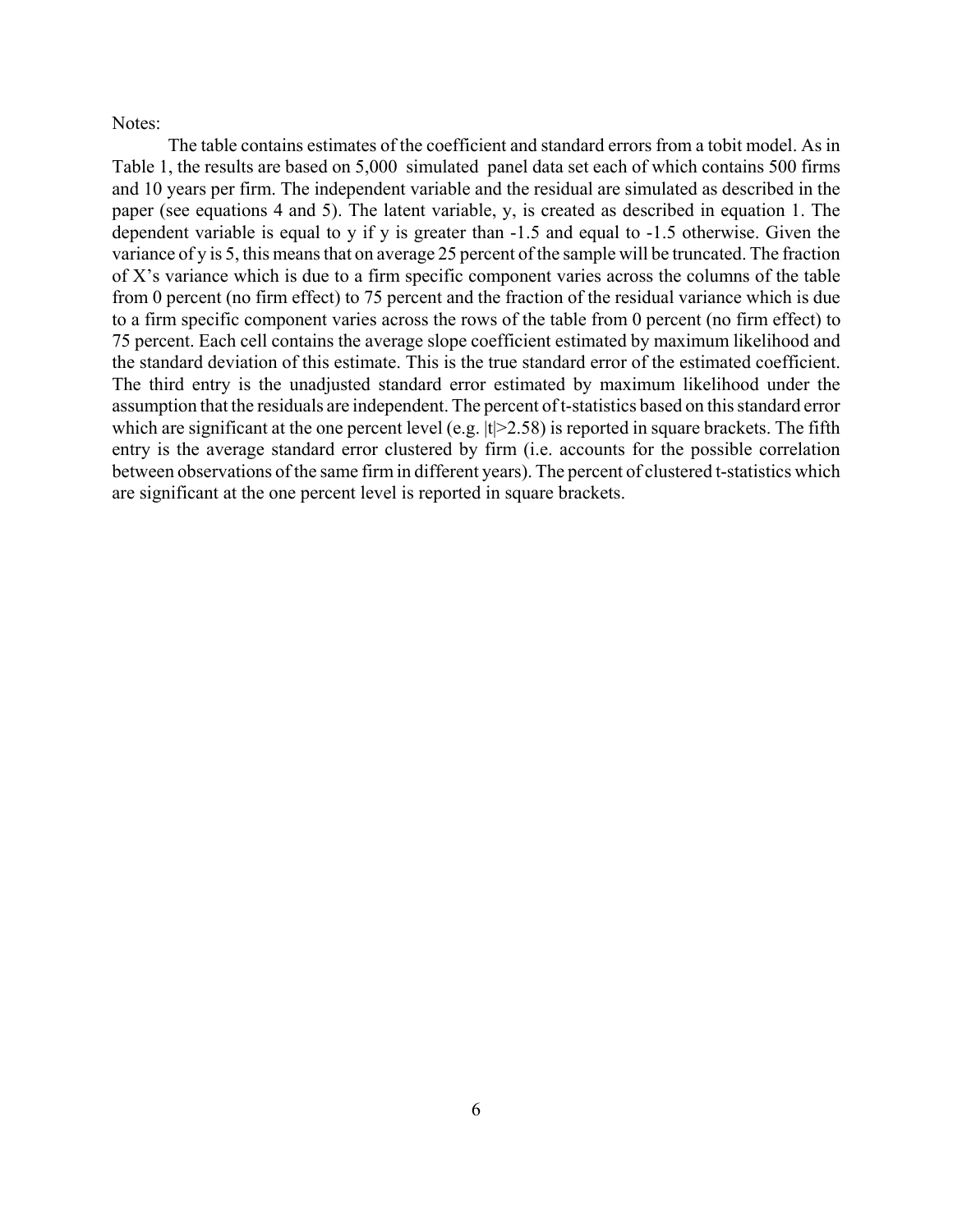Notes:

The table contains estimates of the coefficient and standard errors from a tobit model. As in Table 1, the results are based on 5,000 simulated panel data set each of which contains 500 firms and 10 years per firm. The independent variable and the residual are simulated as described in the paper (see equations 4 and 5). The latent variable, y, is created as described in equation 1. The dependent variable is equal to y if y is greater than -1.5 and equal to -1.5 otherwise. Given the variance of y is 5, this means that on average 25 percent of the sample will be truncated. The fraction of X's variance which is due to a firm specific component varies across the columns of the table from 0 percent (no firm effect) to 75 percent and the fraction of the residual variance which is due to a firm specific component varies across the rows of the table from 0 percent (no firm effect) to 75 percent. Each cell contains the average slope coefficient estimated by maximum likelihood and the standard deviation of this estimate. This is the true standard error of the estimated coefficient. The third entry is the unadjusted standard error estimated by maximum likelihood under the assumption that the residuals are independent. The percent of t-statistics based on this standard error which are significant at the one percent level (e.g. $|t|>2.58$) is reported in square brackets. The fifth entry is the average standard error clustered by firm (i.e. accounts for the possible correlation between observations of the same firm in different years). The percent of clustered t-statistics which are significant at the one percent level is reported in square brackets.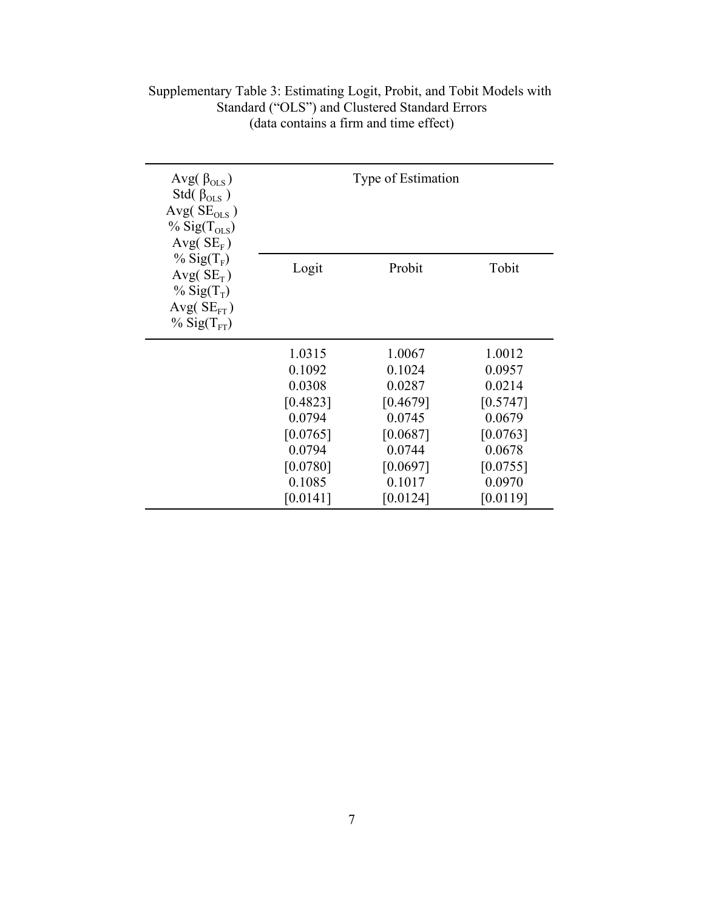Supplementary Table 3: Estimating Logit, Probit, and Tobit Models with Standard ("OLS") and Clustered Standard Errors
(data contains a firm and time effect)

| | Type of Estimation | | |
|---|---|---|---|
| | Logit | Probit | Tobit |
| Avg( $\beta_{OLS}$ ) | 1.0315 | 1.0067 | 1.0012 |
| Std( $\beta_{OLS}$ ) | 0.1092 | 0.1024 | 0.0957 |
| Avg( $SE_{OLS}$ ) | 0.0308 | 0.0287 | 0.0214 |
| % Sig($T_{OLS}$) | [0.4823] | [0.4679] | [0.5747] |
| Avg( $SE_{F}$ ) | 0.0794 | 0.0745 | 0.0679 |
| % Sig($T_{F}$) | [0.0765] | [0.0687] | [0.0763] |
| Avg( $SE_{T}$ ) | 0.0794 | 0.0744 | 0.0678 |
| % Sig($T_{T}$) | [0.0780] | [0.0697] | [0.0755] |
| Avg( $SE_{FT}$ ) | 0.1085 | 0.1017 | 0.0970 |
| % Sig($T_{FT}$) | [0.0141] | [0.0124] | [0.0119] |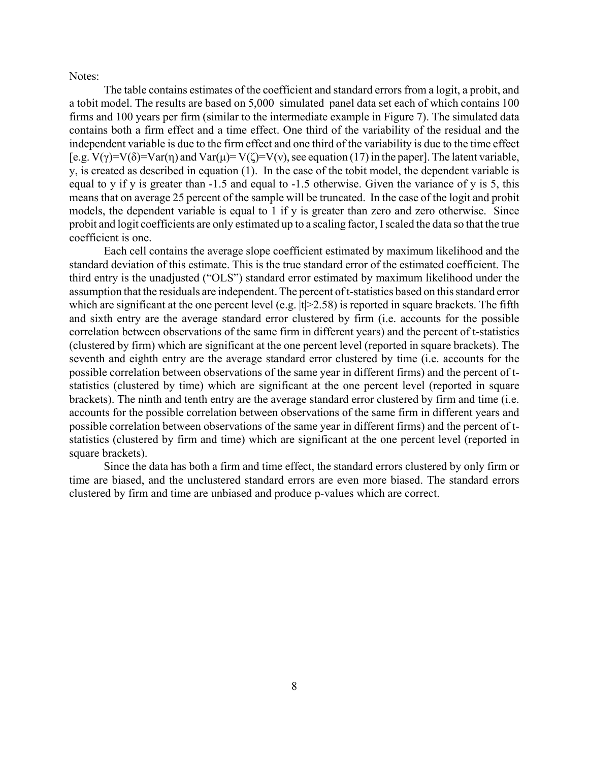Notes:

The table contains estimates of the coefficient and standard errors from a logit, a probit, and a tobit model. The results are based on 5,000 simulated panel data set each of which contains 100 firms and 100 years per firm (similar to the intermediate example in Figure 7). The simulated data contains both a firm effect and a time effect. One third of the variability of the residual and the independent variable is due to the firm effect and one third of the variability is due to the time effect [e.g. $V(\gamma)=V(\delta)=Var(\eta)$ and $Var(\mu)= V(\zeta)=V(\nu)$, see equation (17) in the paper]. The latent variable, y, is created as described in equation (1). In the case of the tobit model, the dependent variable is equal to y if y is greater than -1.5 and equal to -1.5 otherwise. Given the variance of y is 5, this means that on average 25 percent of the sample will be truncated. In the case of the logit and probit models, the dependent variable is equal to 1 if y is greater than zero and zero otherwise. Since probit and logit coefficients are only estimated up to a scaling factor, I scaled the data so that the true coefficient is one.

Each cell contains the average slope coefficient estimated by maximum likelihood and the standard deviation of this estimate. This is the true standard error of the estimated coefficient. The third entry is the unadjusted ("OLS") standard error estimated by maximum likelihood under the assumption that the residuals are independent. The percent of t-statistics based on this standard error which are significant at the one percent level (e.g. $|t|>2.58$) is reported in square brackets. The fifth and sixth entry are the average standard error clustered by firm (i.e. accounts for the possible correlation between observations of the same firm in different years) and the percent of t-statistics (clustered by firm) which are significant at the one percent level (reported in square brackets). The seventh and eighth entry are the average standard error clustered by time (i.e. accounts for the possible correlation between observations of the same year in different firms) and the percent of t-statistics (clustered by time) which are significant at the one percent level (reported in square brackets). The ninth and tenth entry are the average standard error clustered by firm and time (i.e. accounts for the possible correlation between observations of the same firm in different years and possible correlation between observations of the same year in different firms) and the percent of t-statistics (clustered by firm and time) which are significant at the one percent level (reported in square brackets).

Since the data has both a firm and time effect, the standard errors clustered by only firm or time are biased, and the unclustered standard errors are even more biased. The standard errors clustered by firm and time are unbiased and produce p-values which are correct.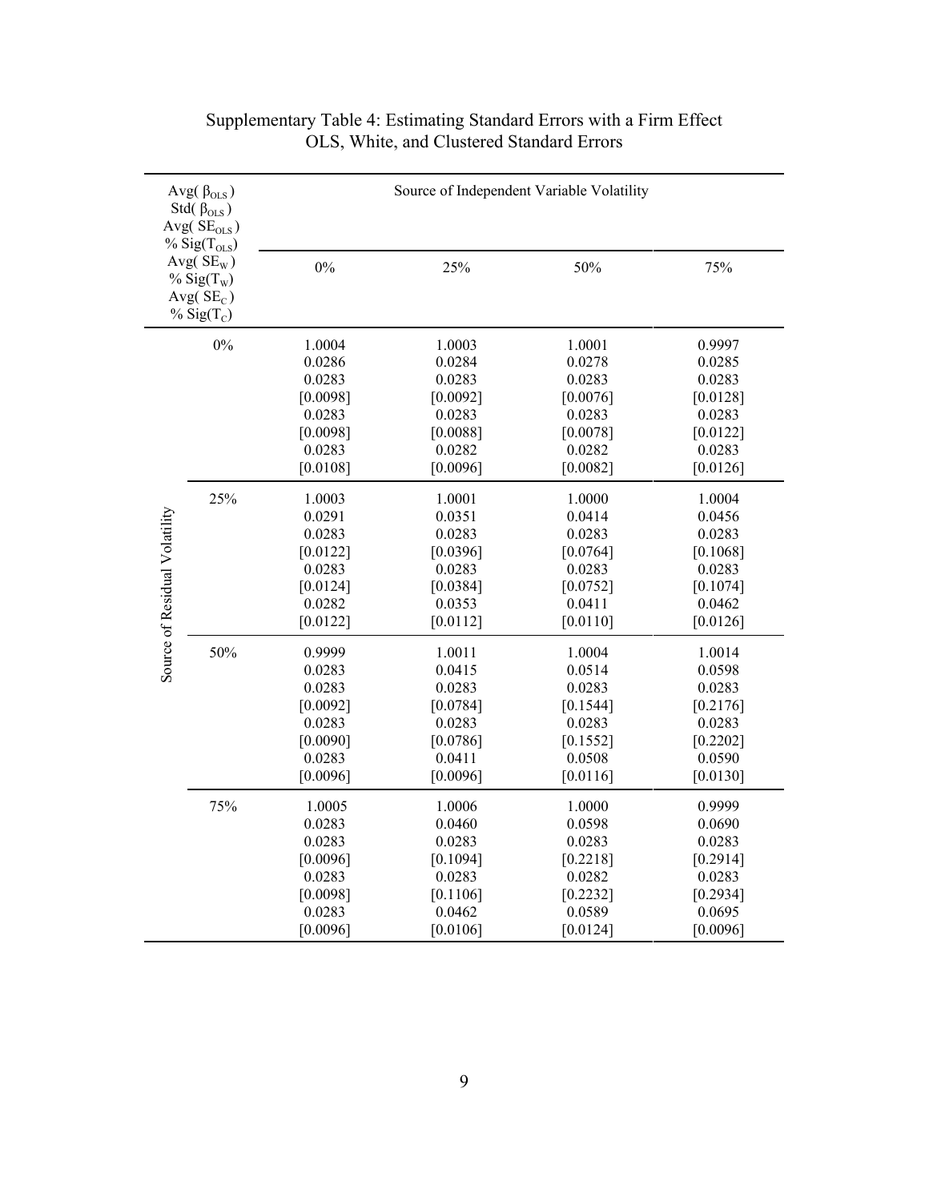# Supplementary Table 4: Estimating Standard Errors with a Firm Effect
## OLS, White, and Clustered Standard Errors

| Avg( $\beta_{OLS}$ ) <br> Std( $\beta_{OLS}$ ) <br> Avg( $SE_{OLS}$ ) <br> % Sig($T_{OLS}$) <br> Avg( $SE_W$ ) <br> % Sig($T_W$) <br> Avg( $SE_C$ ) <br> % Sig($T_C$) | | Source of Independent Variable Volatility | | | |
|---|---|---|---|---|---|
| | | 0% | 25% | 50% | 75% |
| Source of Residual Volatility | 0% | 1.0004 <br> 0.0286 <br> 0.0283 <br> [0.0098] <br> 0.0283 <br> [0.0098] <br> 0.0283 <br> [0.0108] | 1.0003 <br> 0.0284 <br> 0.0283 <br> [0.0092] <br> 0.0283 <br> [0.0088] <br> 0.0282 <br> [0.0096] | 1.0001 <br> 0.0278 <br> 0.0283 <br> [0.0076] <br> 0.0283 <br> [0.0078] <br> 0.0282 <br> [0.0082] | 0.9997 <br> 0.0285 <br> 0.0283 <br> [0.0128] <br> 0.0283 <br> [0.0122] <br> 0.0283 <br> [0.0126] |
| | 25% | 1.0003 <br> 0.0291 <br> 0.0283 <br> [0.0122] <br> 0.0283 <br> [0.0124] <br> 0.0282 <br> [0.0122] | 1.0001 <br> 0.0351 <br> 0.0283 <br> [0.0396] <br> 0.0283 <br> [0.0384] <br> 0.0353 <br> [0.0112] | 1.0000 <br> 0.0414 <br> 0.0283 <br> [0.0764] <br> 0.0283 <br> [0.0752] <br> 0.0411 <br> [0.0110] | 1.0004 <br> 0.0456 <br> 0.0283 <br> [0.1068] <br> 0.0283 <br> [0.1074] <br> 0.0462 <br> [0.0126] |
| | 50% | 0.9999 <br> 0.0283 <br> 0.0283 <br> [0.0092] <br> 0.0283 <br> [0.0090] <br> 0.0283 <br> [0.0096] | 1.0011 <br> 0.0415 <br> 0.0283 <br> [0.0784] <br> 0.0283 <br> [0.0786] <br> 0.0411 <br> [0.0096] | 1.0004 <br> 0.0514 <br> 0.0283 <br> [0.1544] <br> 0.0283 <br> [0.1552] <br> 0.0508 <br> [0.0116] | 1.0014 <br> 0.0598 <br> 0.0283 <br> [0.2176] <br> 0.0283 <br> [0.2202] <br> 0.0590 <br> [0.0130] |
| | 75% | 1.0005 <br> 0.0283 <br> 0.0283 <br> [0.0096] <br> 0.0283 <br> [0.0098] <br> 0.0283 <br> [0.0096] | 1.0006 <br> 0.0460 <br> 0.0283 <br> [0.1094] <br> 0.0283 <br> [0.1106] <br> 0.0462 <br> [0.0106] | 1.0000 <br> 0.0598 <br> 0.0283 <br> [0.2218] <br> 0.0282 <br> [0.2232] <br> 0.0589 <br> [0.0124] | 0.9999 <br> 0.0690 <br> 0.0283 <br> [0.2914] <br> 0.0283 <br> [0.2934] <br> 0.0695 <br> [0.0096] |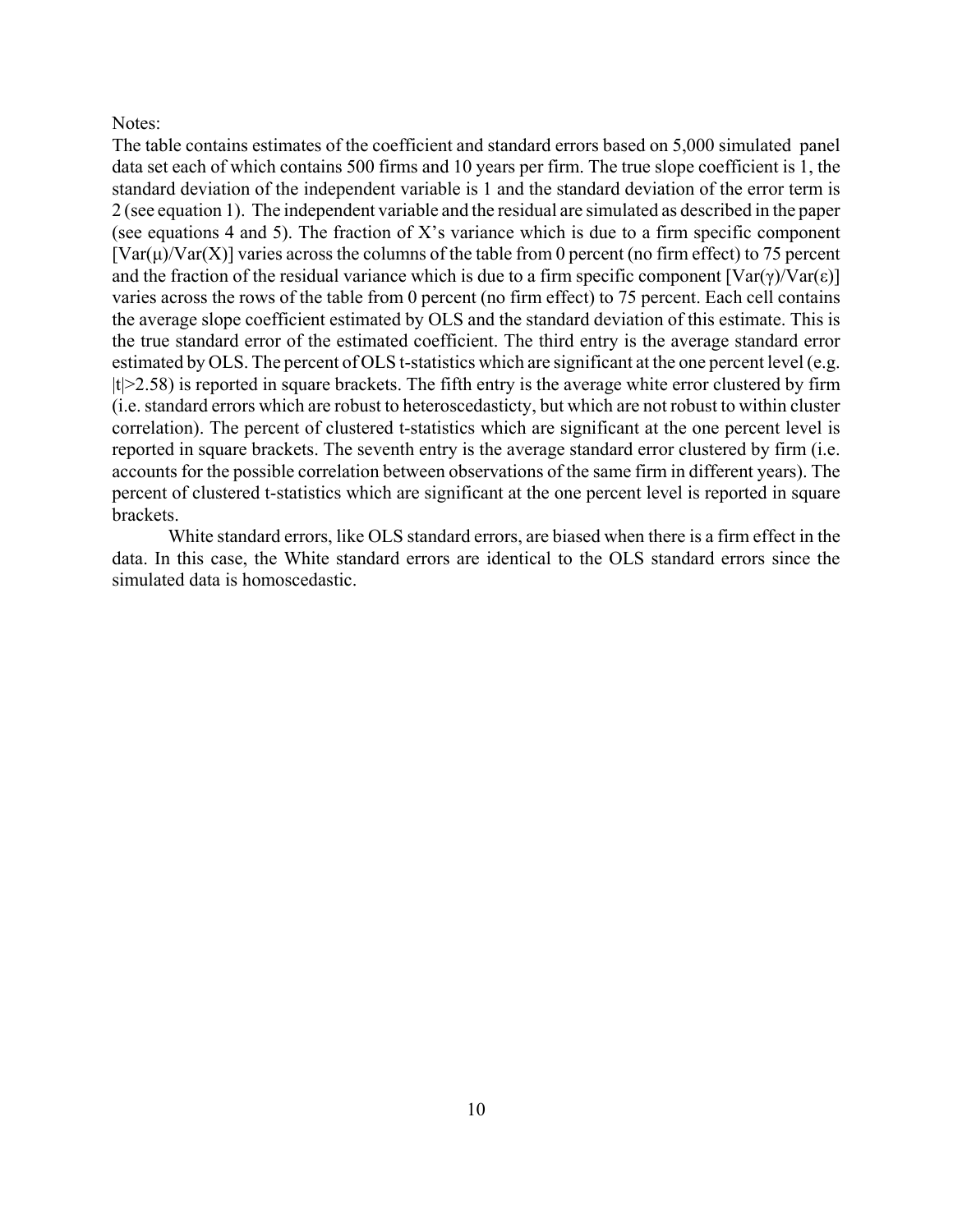Notes:

The table contains estimates of the coefficient and standard errors based on 5,000 simulated panel data set each of which contains 500 firms and 10 years per firm. The true slope coefficient is 1, the standard deviation of the independent variable is 1 and the standard deviation of the error term is 2 (see equation 1). The independent variable and the residual are simulated as described in the paper (see equations 4 and 5). The fraction of X's variance which is due to a firm specific component [$\text{Var}(\mu)/\text{Var}(X)$] varies across the columns of the table from 0 percent (no firm effect) to 75 percent and the fraction of the residual variance which is due to a firm specific component [$\text{Var}(\gamma)/\text{Var}(\varepsilon)$] varies across the rows of the table from 0 percent (no firm effect) to 75 percent. Each cell contains the average slope coefficient estimated by OLS and the standard deviation of this estimate. This is the true standard error of the estimated coefficient. The third entry is the average standard error estimated by OLS. The percent of OLS t-statistics which are significant at the one percent level (e.g. $|t|>2.58$) is reported in square brackets. The fifth entry is the average white error clustered by firm (i.e. standard errors which are robust to heteroscedasticty, but which are not robust to within cluster correlation). The percent of clustered t-statistics which are significant at the one percent level is reported in square brackets. The seventh entry is the average standard error clustered by firm (i.e. accounts for the possible correlation between observations of the same firm in different years). The percent of clustered t-statistics which are significant at the one percent level is reported in square brackets.

White standard errors, like OLS standard errors, are biased when there is a firm effect in the data. In this case, the White standard errors are identical to the OLS standard errors since the simulated data is homoscedastic.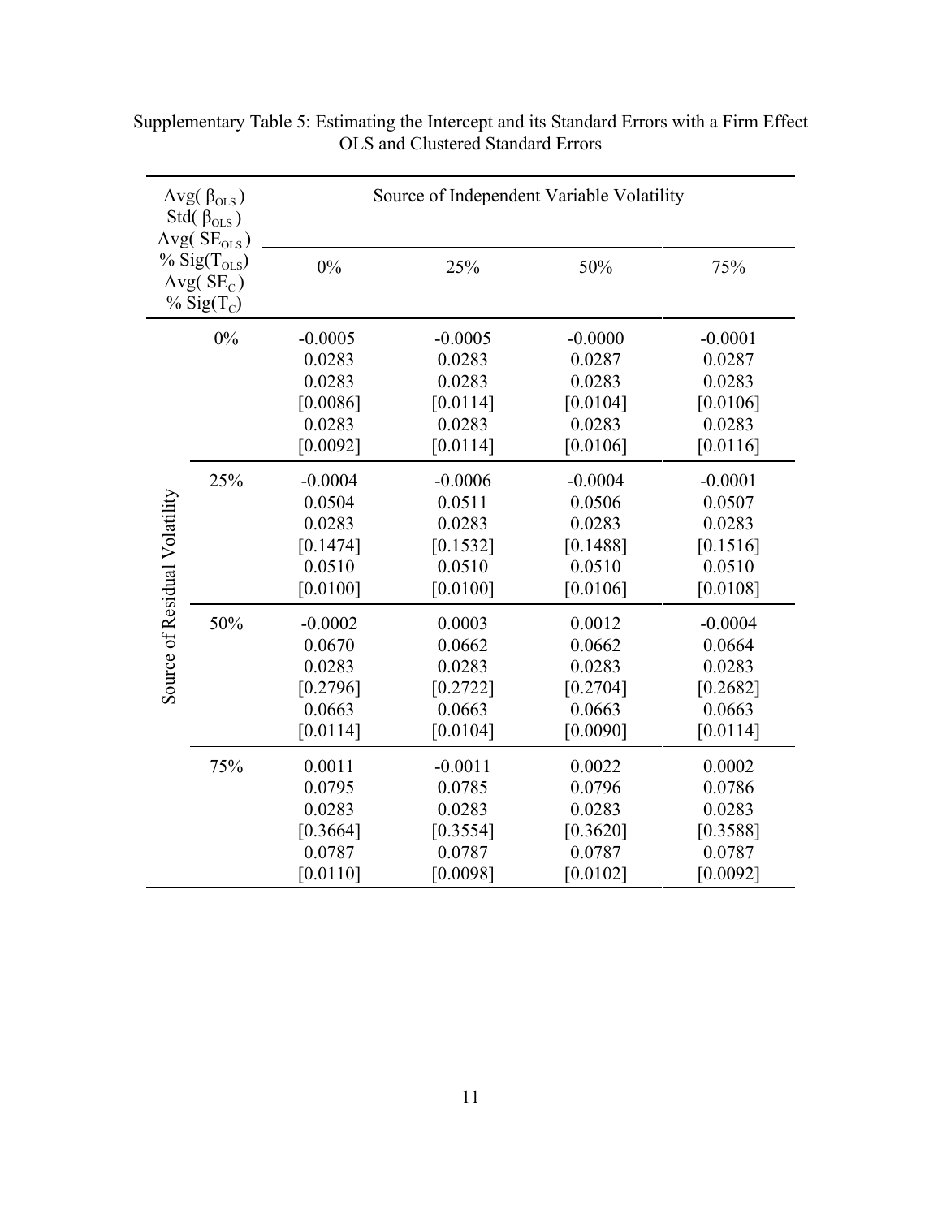Supplementary Table 5: Estimating the Intercept and its Standard Errors with a Firm Effect
OLS and Clustered Standard Errors

| Avg( $\beta_{OLS}$ )<br>Std( $\beta_{OLS}$ )<br>Avg( $SE_{OLS}$ )<br>% Sig($T_{OLS}$)<br>Avg( $SE_C$ )<br>% Sig($T_C$) | | Source of Independent Variable Volatility | | | |
|---|---|---|---|---|---|
| | | 0% | 25% | 50% | 75% |
| Source of Residual Volatility | 0% | -0.0005<br>0.0283<br>0.0283<br>[0.0086]<br>0.0283<br>[0.0092] | -0.0005<br>0.0283<br>0.0283<br>[0.0114]<br>0.0283<br>[0.0114] | -0.0000<br>0.0287<br>0.0283<br>[0.0104]<br>0.0283<br>[0.0106] | -0.0001<br>0.0287<br>0.0283<br>[0.0106]<br>0.0283<br>[0.0116] |
| | 25% | -0.0004<br>0.0504<br>0.0283<br>[0.1474]<br>0.0510<br>[0.0100] | -0.0006<br>0.0511<br>0.0283<br>[0.1532]<br>0.0510<br>[0.0100] | -0.0004<br>0.0506<br>0.0283<br>[0.1488]<br>0.0510<br>[0.0106] | -0.0001<br>0.0507<br>0.0283<br>[0.1516]<br>0.0510<br>[0.0108] |
| | 50% | -0.0002<br>0.0670<br>0.0283<br>[0.2796]<br>0.0663<br>[0.0114] | 0.0003<br>0.0662<br>0.0283<br>[0.2722]<br>0.0663<br>[0.0104] | 0.0012<br>0.0662<br>0.0283<br>[0.2704]<br>0.0663<br>[0.0090] | -0.0004<br>0.0664<br>0.0283<br>[0.2682]<br>0.0663<br>[0.0114] |
| | 75% | 0.0011<br>0.0795<br>0.0283<br>[0.3664]<br>0.0787<br>[0.0110] | -0.0011<br>0.0785<br>0.0283<br>[0.3554]<br>0.0787<br>[0.0098] | 0.0022<br>0.0796<br>0.0283<br>[0.3620]<br>0.0787<br>[0.0102] | 0.0002<br>0.0786<br>0.0283<br>[0.3588]<br>0.0787<br>[0.0092] |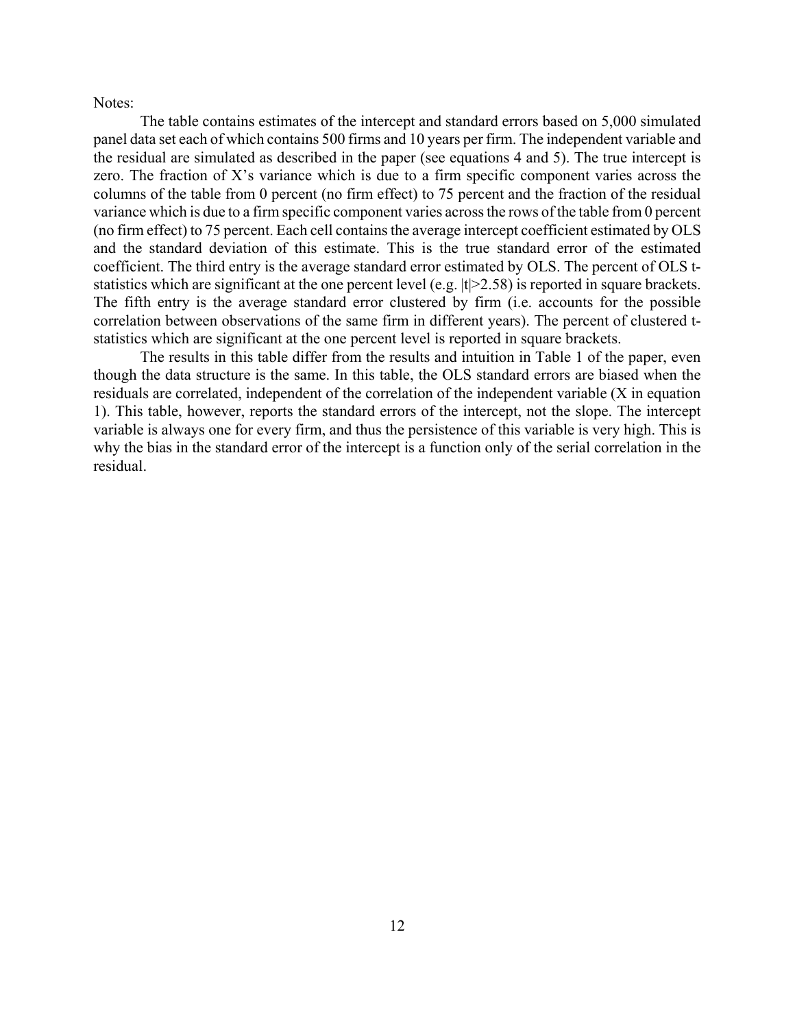Notes:

The table contains estimates of the intercept and standard errors based on 5,000 simulated panel data set each of which contains 500 firms and 10 years per firm. The independent variable and the residual are simulated as described in the paper (see equations 4 and 5). The true intercept is zero. The fraction of X's variance which is due to a firm specific component varies across the columns of the table from 0 percent (no firm effect) to 75 percent and the fraction of the residual variance which is due to a firm specific component varies across the rows of the table from 0 percent (no firm effect) to 75 percent. Each cell contains the average intercept coefficient estimated by OLS and the standard deviation of this estimate. This is the true standard error of the estimated coefficient. The third entry is the average standard error estimated by OLS. The percent of OLS t-statistics which are significant at the one percent level (e.g. $|t|>2.58$) is reported in square brackets. The fifth entry is the average standard error clustered by firm (i.e. accounts for the possible correlation between observations of the same firm in different years). The percent of clustered t-statistics which are significant at the one percent level is reported in square brackets.

The results in this table differ from the results and intuition in Table 1 of the paper, even though the data structure is the same. In this table, the OLS standard errors are biased when the residuals are correlated, independent of the correlation of the independent variable (X in equation 1). This table, however, reports the standard errors of the intercept, not the slope. The intercept variable is always one for every firm, and thus the persistence of this variable is very high. This is why the bias in the standard error of the intercept is a function only of the serial correlation in the residual.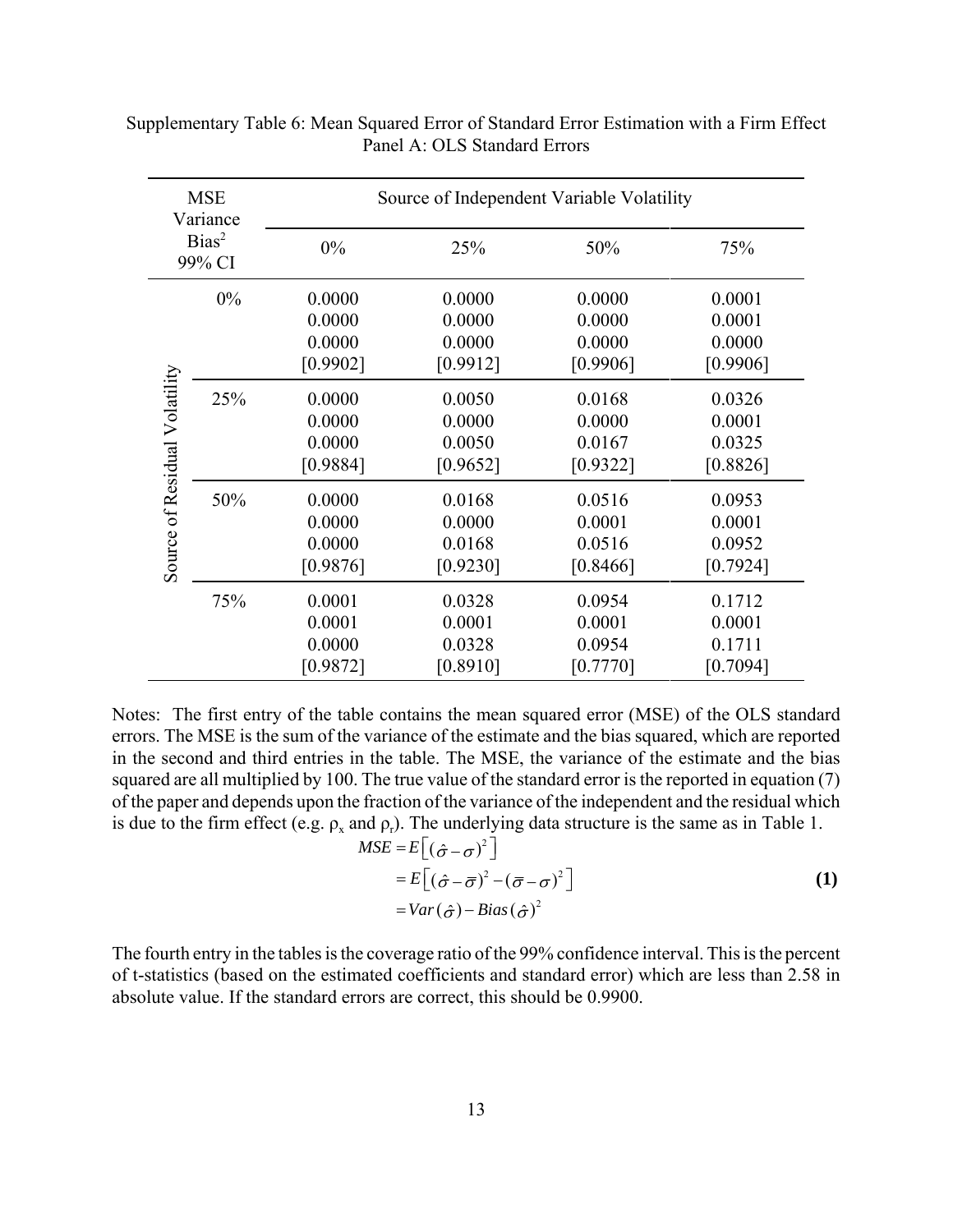Supplementary Table 6: Mean Squared Error of Standard Error Estimation with a Firm Effect

Panel A: OLS Standard Errors

| MSE<br>Variance<br>$Bias^2$<br>99% CI | | Source of Independent Variable Volatility | | | |
|---|---|---|---|---|---|
| | | 0% | 25% | 50% | 75% |
| Source of Residual Volatility | 0% | 0.0000<br>0.0000<br>0.0000<br>[0.9902] | 0.0000<br>0.0000<br>0.0000<br>[0.9912] | 0.0000<br>0.0000<br>0.0000<br>[0.9906] | 0.0001<br>0.0001<br>0.0000<br>[0.9906] |
| | 25% | 0.0000<br>0.0000<br>0.0000<br>[0.9884] | 0.0050<br>0.0000<br>0.0050<br>[0.9652] | 0.0168<br>0.0000<br>0.0167<br>[0.9322] | 0.0326<br>0.0001<br>0.0325<br>[0.8826] |
| | 50% | 0.0000<br>0.0000<br>0.0000<br>[0.9876] | 0.0168<br>0.0000<br>0.0168<br>[0.9230] | 0.0516<br>0.0001<br>0.0516<br>[0.8466] | 0.0953<br>0.0001<br>0.0952<br>[0.7924] |
| | 75% | 0.0001<br>0.0001<br>0.0000<br>[0.9872] | 0.0328<br>0.0001<br>0.0328<br>[0.8910] | 0.0954<br>0.0001<br>0.0954<br>[0.7770] | 0.1712<br>0.0001<br>0.1711<br>[0.7094] |

Notes: The first entry of the table contains the mean squared error (MSE) of the OLS standard errors. The MSE is the sum of the variance of the estimate and the bias squared, which are reported in the second and third entries in the table. The MSE, the variance of the estimate and the bias squared are all multiplied by 100. The true value of the standard error is the reported in equation (7) of the paper and depends upon the fraction of the variance of the independent and the residual which is due to the firm effect (e.g. $\rho_x$ and $\rho_r$). The underlying data structure is the same as in Table 1.

$$
\begin{aligned}
MSE &= E\left[(\hat{\sigma}-\sigma)^2\right] \\
&= E\left[(\hat{\sigma}-\bar{\sigma})^2-(\bar{\sigma}-\sigma)^2\right] \\
&= Var(\hat{\sigma})-Bias(\hat{\sigma})^2
\end{aligned}
\qquad \textbf{(1)}
$$

The fourth entry in the tables is the coverage ratio of the 99% confidence interval. This is the percent of t-statistics (based on the estimated coefficients and standard error) which are less than 2.58 in absolute value. If the standard errors are correct, this should be 0.9900.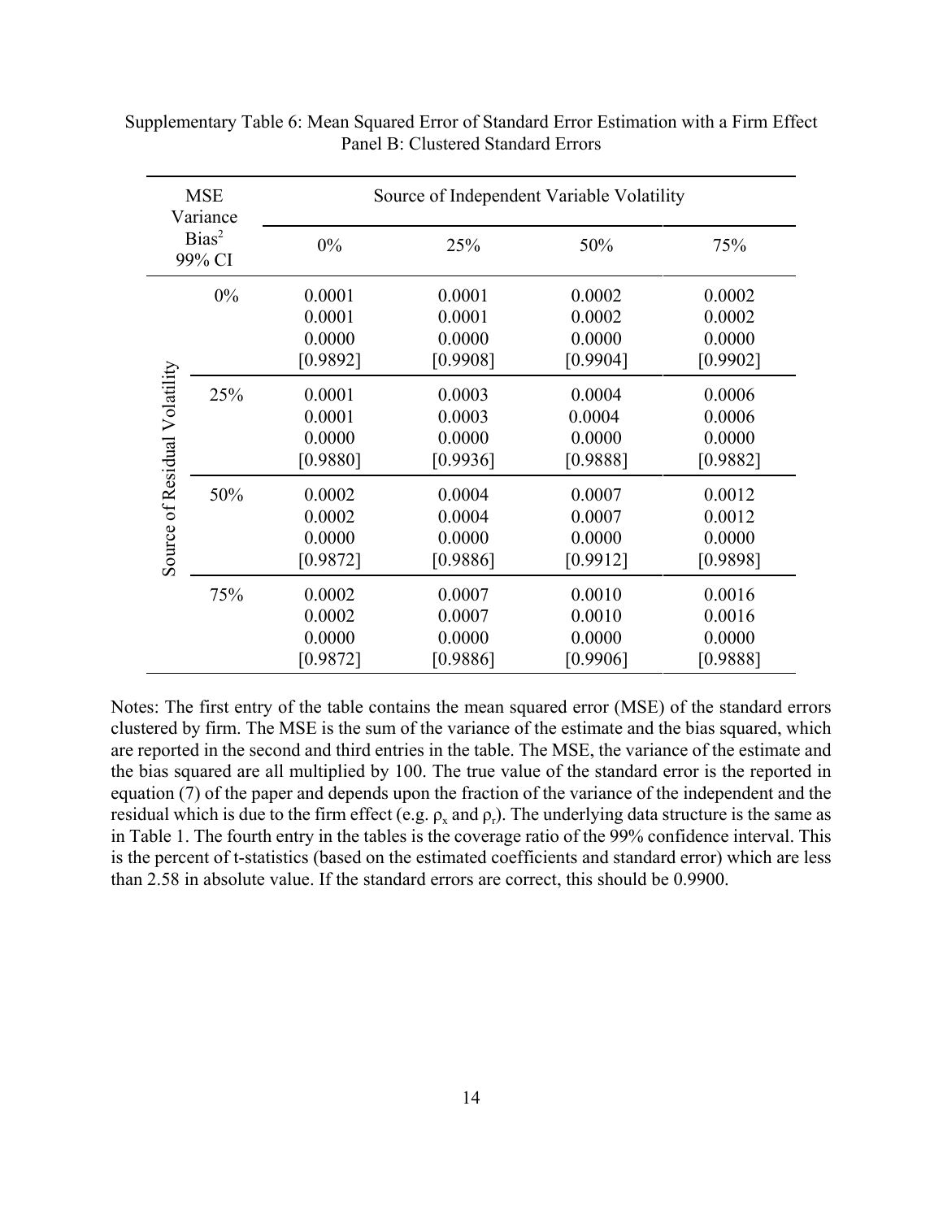Supplementary Table 6: Mean Squared Error of Standard Error Estimation with a Firm Effect
Panel B: Clustered Standard Errors

| MSE<br>Variance<br>Bias$^2$<br>99% CI | | Source of Independent Variable Volatility | | | |
|---|---|---|---|---|---|
| | | 0% | 25% | 50% | 75% |
| Source of Residual Volatility | 0% | 0.0001<br>0.0001<br>0.0000<br>[0.9892] | 0.0001<br>0.0001<br>0.0000<br>[0.9908] | 0.0002<br>0.0002<br>0.0000<br>[0.9904] | 0.0002<br>0.0002<br>0.0000<br>[0.9902] |
| | 25% | 0.0001<br>0.0001<br>0.0000<br>[0.9880] | 0.0003<br>0.0003<br>0.0000<br>[0.9936] | 0.0004<br>0.0004<br>0.0000<br>[0.9888] | 0.0006<br>0.0006<br>0.0000<br>[0.9882] |
| | 50% | 0.0002<br>0.0002<br>0.0000<br>[0.9872] | 0.0004<br>0.0004<br>0.0000<br>[0.9886] | 0.0007<br>0.0007<br>0.0000<br>[0.9912] | 0.0012<br>0.0012<br>0.0000<br>[0.9898] |
| | 75% | 0.0002<br>0.0002<br>0.0000<br>[0.9872] | 0.0007<br>0.0007<br>0.0000<br>[0.9886] | 0.0010<br>0.0010<br>0.0000<br>[0.9906] | 0.0016<br>0.0016<br>0.0000<br>[0.9888] |

Notes: The first entry of the table contains the mean squared error (MSE) of the standard errors clustered by firm. The MSE is the sum of the variance of the estimate and the bias squared, which are reported in the second and third entries in the table. The MSE, the variance of the estimate and the bias squared are all multiplied by 100. The true value of the standard error is the reported in equation (7) of the paper and depends upon the fraction of the variance of the independent and the residual which is due to the firm effect (e.g. $\rho_x$ and $\rho_r$). The underlying data structure is the same as in Table 1. The fourth entry in the tables is the coverage ratio of the 99% confidence interval. This is the percent of t-statistics (based on the estimated coefficients and standard error) which are less than 2.58 in absolute value. If the standard errors are correct, this should be 0.9900.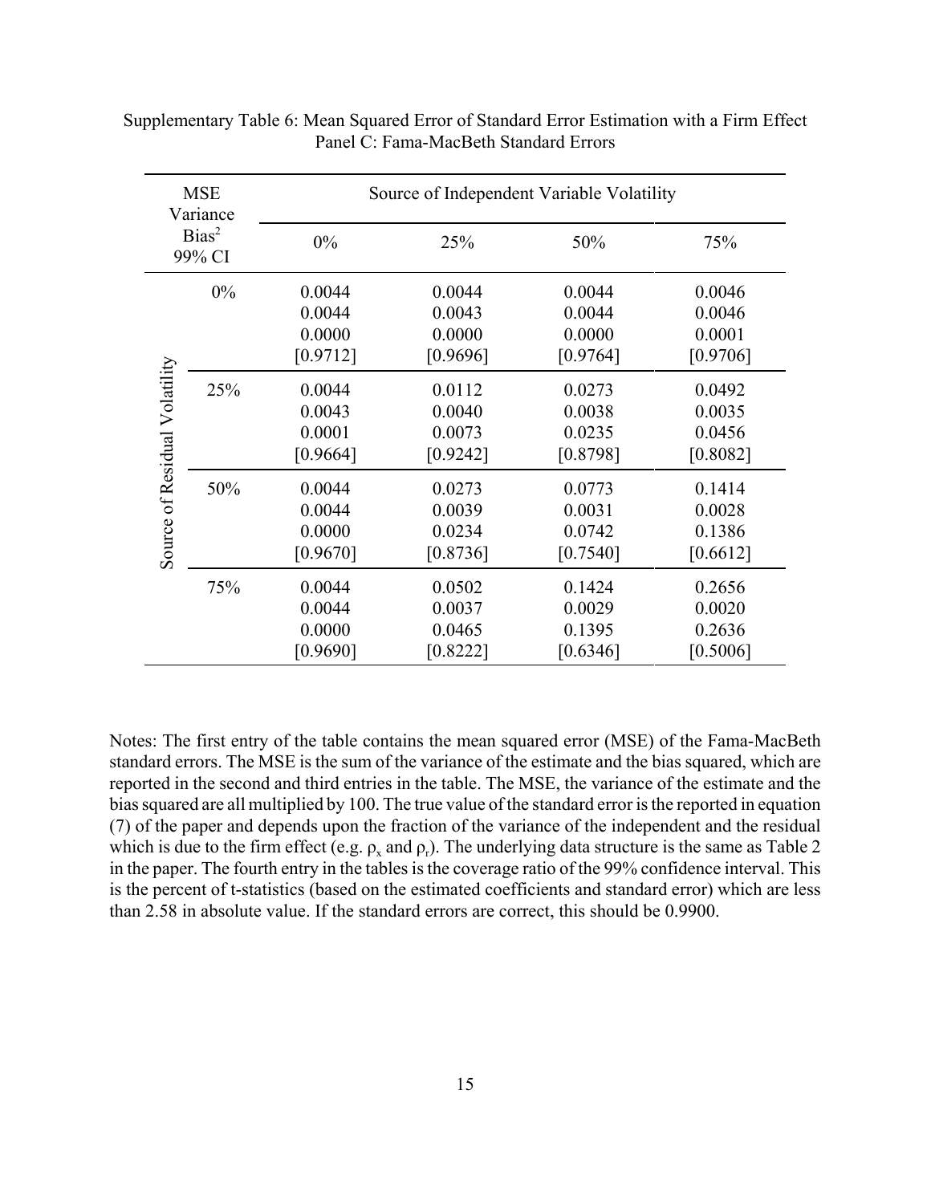Supplementary Table 6: Mean Squared Error of Standard Error Estimation with a Firm Effect
Panel C: Fama-MacBeth Standard Errors

| Source of Residual Volatility | MSE<br>Variance<br>$Bias^2$<br>99% CI | Source of Independent Variable Volatility: 0% | 25% | 50% | 75% |
|---|---|---|---|---|---|
| | 0% | 0.0044<br>0.0044<br>0.0000<br>[0.9712] | 0.0044<br>0.0043<br>0.0000<br>[0.9696] | 0.0044<br>0.0044<br>0.0000<br>[0.9764] | 0.0046<br>0.0046<br>0.0001<br>[0.9706] |
| | 25% | 0.0044<br>0.0043<br>0.0001<br>[0.9664] | 0.0112<br>0.0040<br>0.0073<br>[0.9242] | 0.0273<br>0.0038<br>0.0235<br>[0.8798] | 0.0492<br>0.0035<br>0.0456<br>[0.8082] |
| | 50% | 0.0044<br>0.0044<br>0.0000<br>[0.9670] | 0.0273<br>0.0039<br>0.0234<br>[0.8736] | 0.0773<br>0.0031<br>0.0742<br>[0.7540] | 0.1414<br>0.0028<br>0.1386<br>[0.6612] |
| | 75% | 0.0044<br>0.0044<br>0.0000<br>[0.9690] | 0.0502<br>0.0037<br>0.0465<br>[0.8222] | 0.1424<br>0.0029<br>0.1395<br>[0.6346] | 0.2656<br>0.0020<br>0.2636<br>[0.5006] |

Notes: The first entry of the table contains the mean squared error (MSE) of the Fama-MacBeth standard errors. The MSE is the sum of the variance of the estimate and the bias squared, which are reported in the second and third entries in the table. The MSE, the variance of the estimate and the bias squared are all multiplied by 100. The true value of the standard error is the reported in equation (7) of the paper and depends upon the fraction of the variance of the independent and the residual which is due to the firm effect (e.g. $\rho_x$ and $\rho_r$). The underlying data structure is the same as Table 2 in the paper. The fourth entry in the tables is the coverage ratio of the 99% confidence interval. This is the percent of t-statistics (based on the estimated coefficients and standard error) which are less than 2.58 in absolute value. If the standard errors are correct, this should be 0.9900.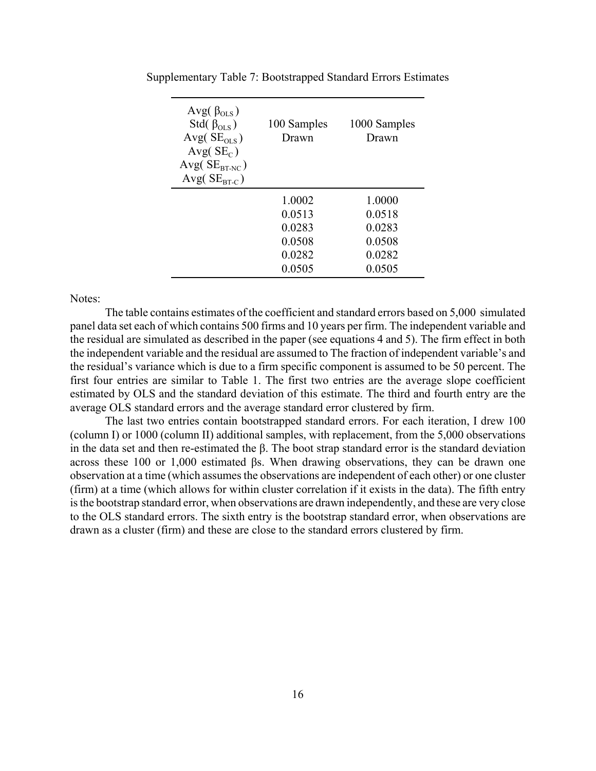Supplementary Table 7: Bootstrapped Standard Errors Estimates

| | 100 Samples Drawn | 1000 Samples Drawn |
|---|---|---|
| Avg( $\beta_{OLS}$ ) | 1.0002 | 1.0000 |
| Std( $\beta_{OLS}$ ) | 0.0513 | 0.0518 |
| Avg( $SE_{OLS}$ ) | 0.0283 | 0.0283 |
| Avg( $SE_C$ ) | 0.0508 | 0.0508 |
| Avg( $SE_{BT\text{-}NC}$ ) | 0.0282 | 0.0282 |
| Avg( $SE_{BT\text{-}C}$ ) | 0.0505 | 0.0505 |

Notes:

The table contains estimates of the coefficient and standard errors based on 5,000 simulated panel data set each of which contains 500 firms and 10 years per firm. The independent variable and the residual are simulated as described in the paper (see equations 4 and 5). The firm effect in both the independent variable and the residual are assumed to The fraction of independent variable's and the residual's variance which is due to a firm specific component is assumed to be 50 percent. The first four entries are similar to Table 1. The first two entries are the average slope coefficient estimated by OLS and the standard deviation of this estimate. The third and fourth entry are the average OLS standard errors and the average standard error clustered by firm.

The last two entries contain bootstrapped standard errors. For each iteration, I drew 100 (column I) or 1000 (column II) additional samples, with replacement, from the 5,000 observations in the data set and then re-estimated the β. The boot strap standard error is the standard deviation across these 100 or 1,000 estimated βs. When drawing observations, they can be drawn one observation at a time (which assumes the observations are independent of each other) or one cluster (firm) at a time (which allows for within cluster correlation if it exists in the data). The fifth entry is the bootstrap standard error, when observations are drawn independently, and these are very close to the OLS standard errors. The sixth entry is the bootstrap standard error, when observations are drawn as a cluster (firm) and these are close to the standard errors clustered by firm.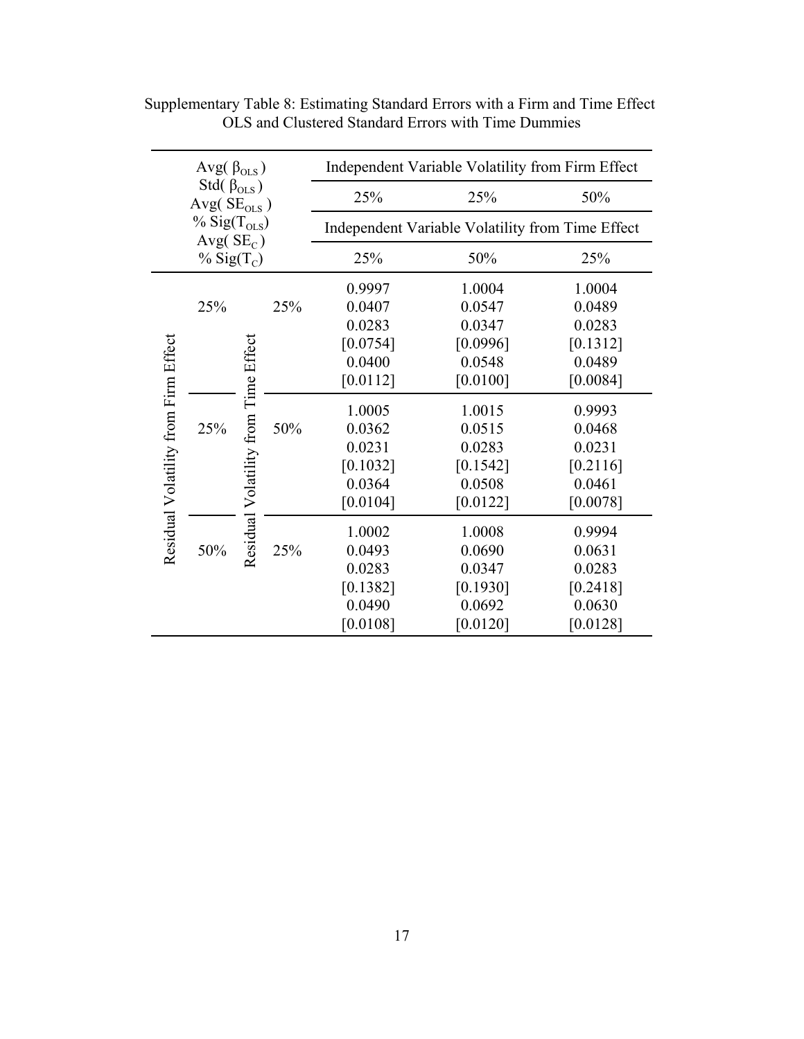Supplementary Table 8: Estimating Standard Errors with a Firm and Time Effect
OLS and Clustered Standard Errors with Time Dummies

| Avg( $\beta_{OLS}$ ) Std( $\beta_{OLS}$ ) Avg( $SE_{OLS}$ ) % Sig($T_{OLS}$) Avg( $SE_C$ ) % Sig($T_C$) | | Independent Variable Volatility from Firm Effect | | |
|---|---|---|---|---|
| | | 25% | 25% | 50% |
| | | Independent Variable Volatility from Time Effect | | |
| Residual Volatility from Firm Effect | Residual Volatility from Time Effect | 25% | 50% | 25% |
| 25% | 25% | 0.9997<br>0.0407<br>0.0283<br>[0.0754]<br>0.0400<br>[0.0112] | 1.0004<br>0.0547<br>0.0347<br>[0.0996]<br>0.0548<br>[0.0100] | 1.0004<br>0.0489<br>0.0283<br>[0.1312]<br>0.0489<br>[0.0084] |
| 25% | 50% | 1.0005<br>0.0362<br>0.0231<br>[0.1032]<br>0.0364<br>[0.0104] | 1.0015<br>0.0515<br>0.0283<br>[0.1542]<br>0.0508<br>[0.0122] | 0.9993<br>0.0468<br>0.0231<br>[0.2116]<br>0.0461<br>[0.0078] |
| 50% | 25% | 1.0002<br>0.0493<br>0.0283<br>[0.1382]<br>0.0490<br>[0.0108] | 1.0008<br>0.0690<br>0.0347<br>[0.1930]<br>0.0692<br>[0.0120] | 0.9994<br>0.0631<br>0.0283<br>[0.2418]<br>0.0630<br>[0.0128] |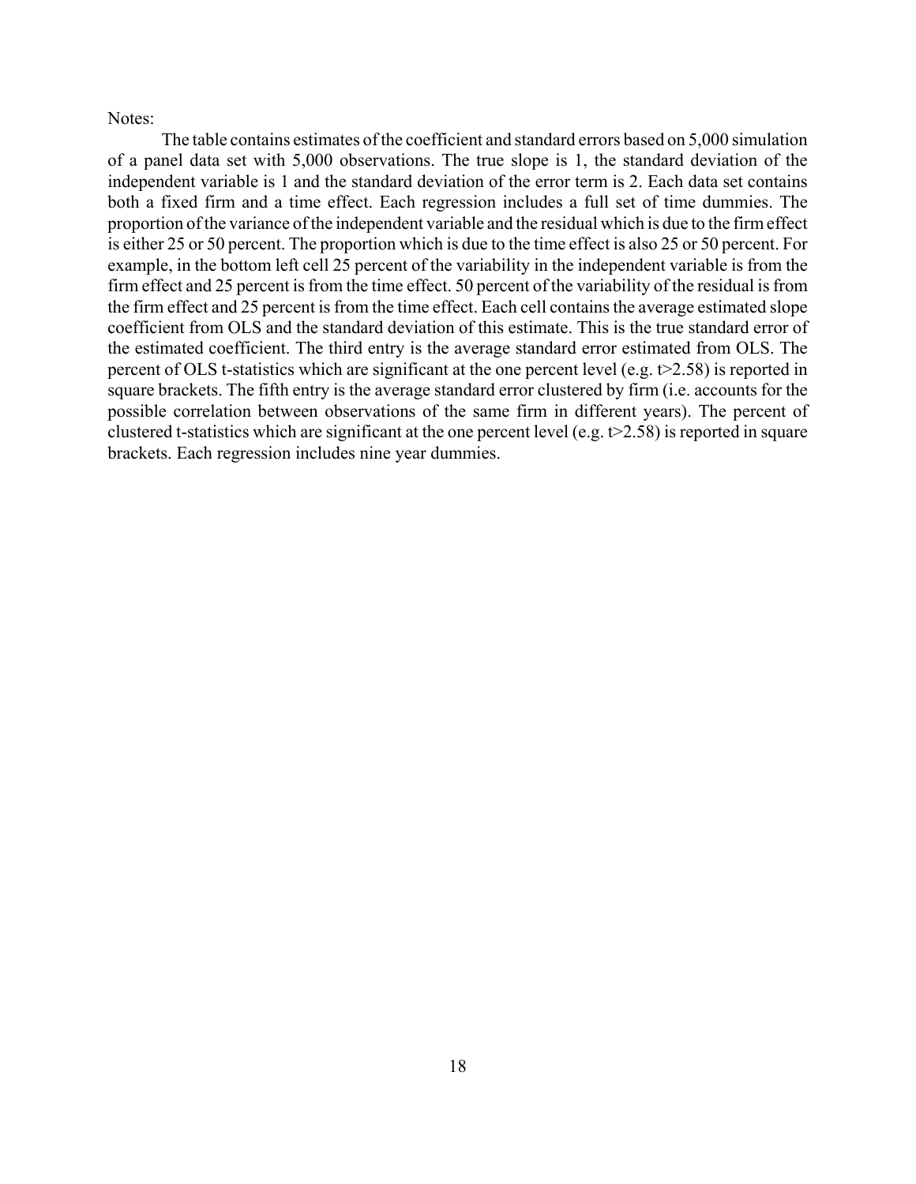Notes:

The table contains estimates of the coefficient and standard errors based on 5,000 simulation of a panel data set with 5,000 observations. The true slope is 1, the standard deviation of the independent variable is 1 and the standard deviation of the error term is 2. Each data set contains both a fixed firm and a time effect. Each regression includes a full set of time dummies. The proportion of the variance of the independent variable and the residual which is due to the firm effect is either 25 or 50 percent. The proportion which is due to the time effect is also 25 or 50 percent. For example, in the bottom left cell 25 percent of the variability in the independent variable is from the firm effect and 25 percent is from the time effect. 50 percent of the variability of the residual is from the firm effect and 25 percent is from the time effect. Each cell contains the average estimated slope coefficient from OLS and the standard deviation of this estimate. This is the true standard error of the estimated coefficient. The third entry is the average standard error estimated from OLS. The percent of OLS t-statistics which are significant at the one percent level (e.g. t>2.58) is reported in square brackets. The fifth entry is the average standard error clustered by firm (i.e. accounts for the possible correlation between observations of the same firm in different years). The percent of clustered t-statistics which are significant at the one percent level (e.g. t>2.58) is reported in square brackets. Each regression includes nine year dummies.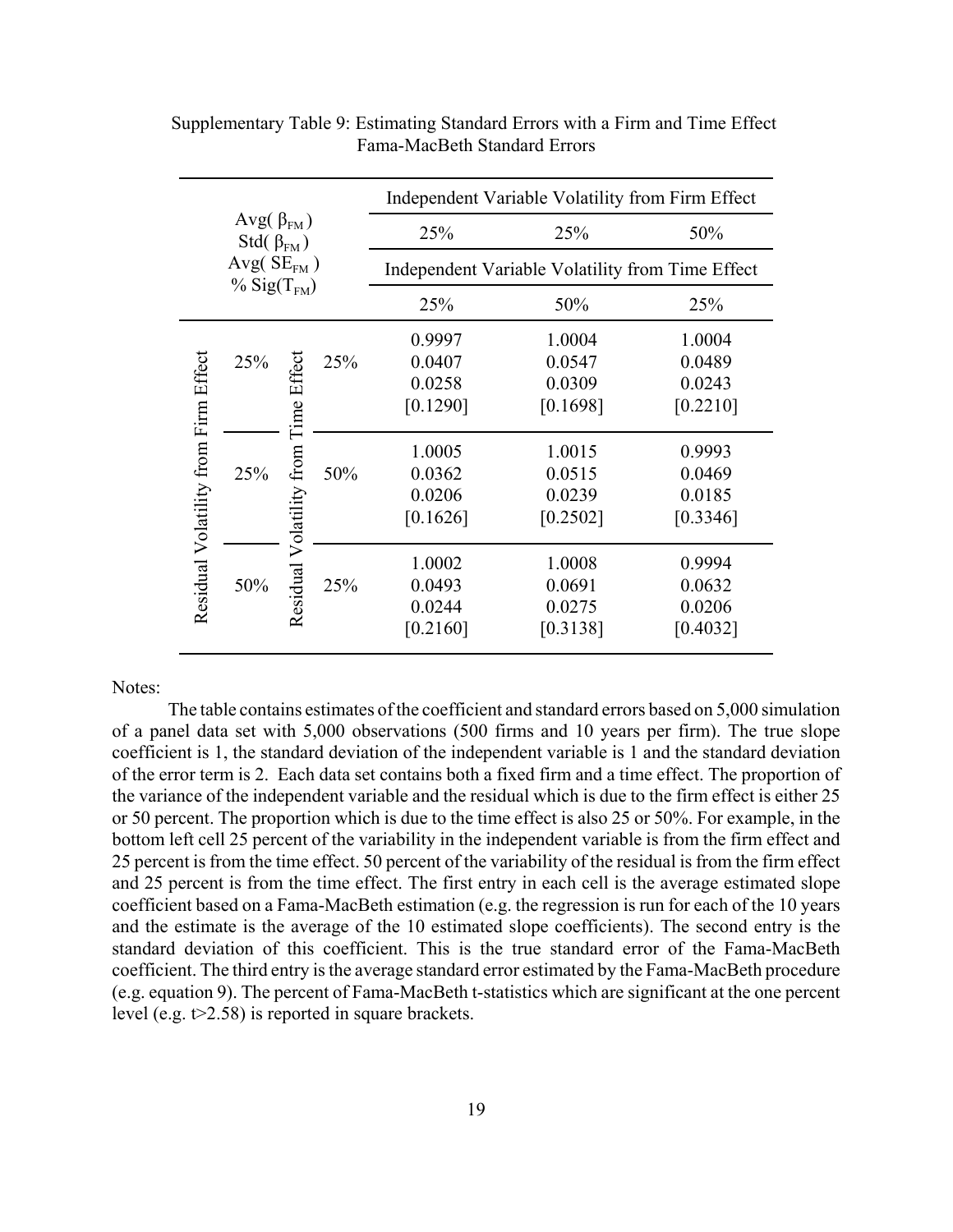Supplementary Table 9: Estimating Standard Errors with a Firm and Time Effect
Fama-MacBeth Standard Errors

| Avg( $\beta_{FM}$ ) Std( $\beta_{FM}$ ) Avg( $SE_{FM}$ ) % Sig($T_{FM}$) | | | | Independent Variable Volatility from Firm Effect | | |
|---|---|---|---|---|---|---|
| | | | | 25% | 25% | 50% |
| | | | | Independent Variable Volatility from Time Effect | | |
| | | | | 25% | 50% | 25% |
| Residual Volatility from Firm Effect | 25% | Residual Volatility from Time Effect | 25% | 0.9997<br>0.0407<br>0.0258<br>[0.1290] | 1.0004<br>0.0547<br>0.0309<br>[0.1698] | 1.0004<br>0.0489<br>0.0243<br>[0.2210] |
| | 25% | | 50% | 1.0005<br>0.0362<br>0.0206<br>[0.1626] | 1.0015<br>0.0515<br>0.0239<br>[0.2502] | 0.9993<br>0.0469<br>0.0185<br>[0.3346] |
| | 50% | | 25% | 1.0002<br>0.0493<br>0.0244<br>[0.2160] | 1.0008<br>0.0691<br>0.0275<br>[0.3138] | 0.9994<br>0.0632<br>0.0206<br>[0.4032] |

Notes:

The table contains estimates of the coefficient and standard errors based on 5,000 simulation of a panel data set with 5,000 observations (500 firms and 10 years per firm). The true slope coefficient is 1, the standard deviation of the independent variable is 1 and the standard deviation of the error term is 2. Each data set contains both a fixed firm and a time effect. The proportion of the variance of the independent variable and the residual which is due to the firm effect is either 25 or 50 percent. The proportion which is due to the time effect is also 25 or 50%. For example, in the bottom left cell 25 percent of the variability in the independent variable is from the firm effect and 25 percent is from the time effect. 50 percent of the variability of the residual is from the firm effect and 25 percent is from the time effect. The first entry in each cell is the average estimated slope coefficient based on a Fama-MacBeth estimation (e.g. the regression is run for each of the 10 years and the estimate is the average of the 10 estimated slope coefficients). The second entry is the standard deviation of this coefficient. This is the true standard error of the Fama-MacBeth coefficient. The third entry is the average standard error estimated by the Fama-MacBeth procedure (e.g. equation 9). The percent of Fama-MacBeth t-statistics which are significant at the one percent level (e.g. $t>2.58$) is reported in square brackets.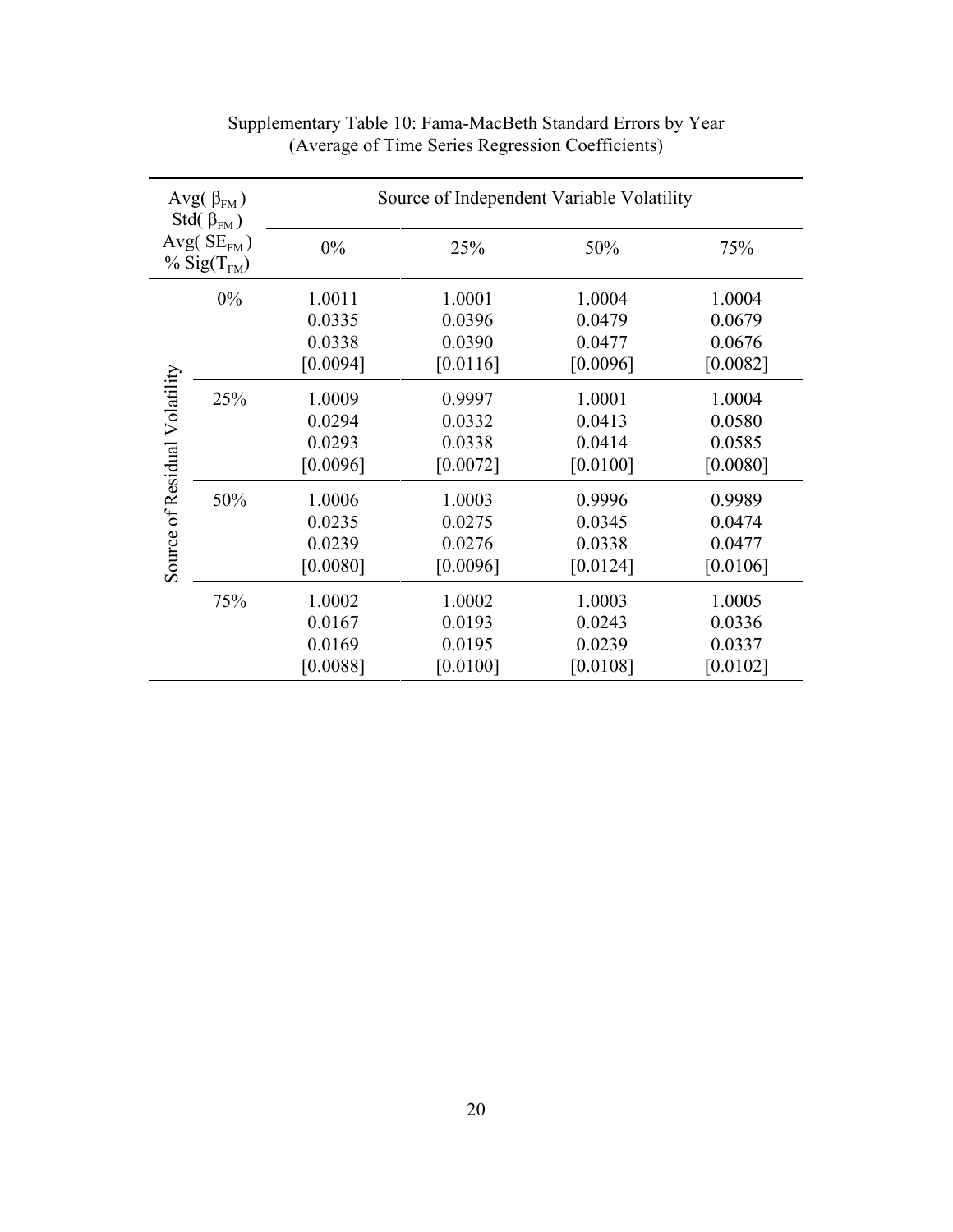Supplementary Table 10: Fama-MacBeth Standard Errors by Year
(Average of Time Series Regression Coefficients)

| $Avg(\beta_{FM})$ $Std(\beta_{FM})$ $Avg(SE_{FM})$ $\% Sig(T_{FM})$ | | Source of Independent Variable Volatility | | | |
|---|---|---|---|---|---|
| | | 0% | 25% | 50% | 75% |
| Source of Residual Volatility | 0% | 1.0011<br>0.0335<br>0.0338<br>[0.0094] | 1.0001<br>0.0396<br>0.0390<br>[0.0116] | 1.0004<br>0.0479<br>0.0477<br>[0.0096] | 1.0004<br>0.0679<br>0.0676<br>[0.0082] |
| | 25% | 1.0009<br>0.0294<br>0.0293<br>[0.0096] | 0.9997<br>0.0332<br>0.0338<br>[0.0072] | 1.0001<br>0.0413<br>0.0414<br>[0.0100] | 1.0004<br>0.0580<br>0.0585<br>[0.0080] |
| | 50% | 1.0006<br>0.0235<br>0.0239<br>[0.0080] | 1.0003<br>0.0275<br>0.0276<br>[0.0096] | 0.9996<br>0.0345<br>0.0338<br>[0.0124] | 0.9989<br>0.0474<br>0.0477<br>[0.0106] |
| | 75% | 1.0002<br>0.0167<br>0.0169<br>[0.0088] | 1.0002<br>0.0193<br>0.0195<br>[0.0100] | 1.0003<br>0.0243<br>0.0239<br>[0.0108] | 1.0005<br>0.0336<br>0.0337<br>[0.0102] |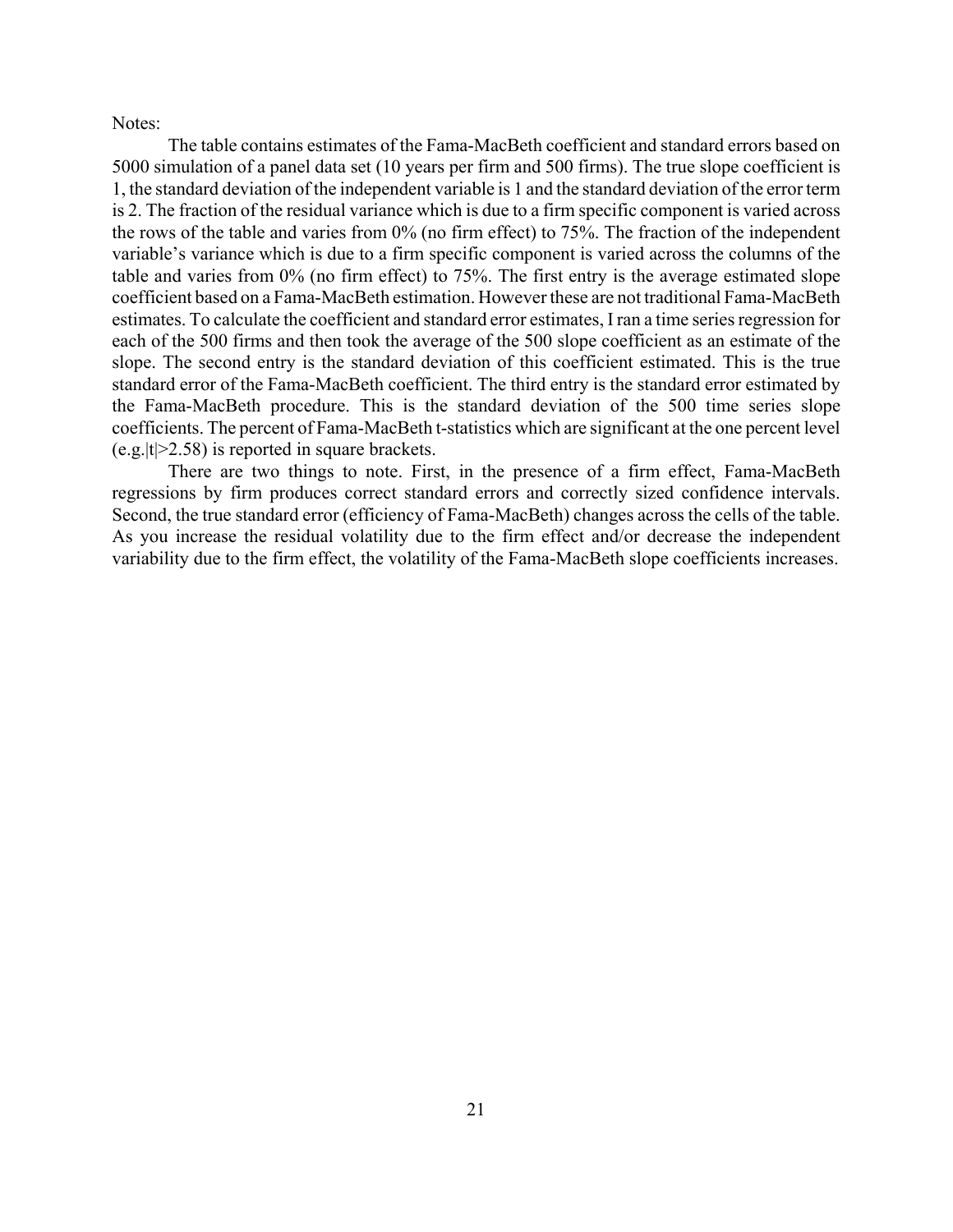Notes:

The table contains estimates of the Fama-MacBeth coefficient and standard errors based on 5000 simulation of a panel data set (10 years per firm and 500 firms). The true slope coefficient is 1, the standard deviation of the independent variable is 1 and the standard deviation of the error term is 2. The fraction of the residual variance which is due to a firm specific component is varied across the rows of the table and varies from 0% (no firm effect) to 75%. The fraction of the independent variable's variance which is due to a firm specific component is varied across the columns of the table and varies from 0% (no firm effect) to 75%. The first entry is the average estimated slope coefficient based on a Fama-MacBeth estimation. However these are not traditional Fama-MacBeth estimates. To calculate the coefficient and standard error estimates, I ran a time series regression for each of the 500 firms and then took the average of the 500 slope coefficient as an estimate of the slope. The second entry is the standard deviation of this coefficient estimated. This is the true standard error of the Fama-MacBeth coefficient. The third entry is the standard error estimated by the Fama-MacBeth procedure. This is the standard deviation of the 500 time series slope coefficients. The percent of Fama-MacBeth t-statistics which are significant at the one percent level (e.g.|t|>2.58) is reported in square brackets.

There are two things to note. First, in the presence of a firm effect, Fama-MacBeth regressions by firm produces correct standard errors and correctly sized confidence intervals. Second, the true standard error (efficiency of Fama-MacBeth) changes across the cells of the table. As you increase the residual volatility due to the firm effect and/or decrease the independent variability due to the firm effect, the volatility of the Fama-MacBeth slope coefficients increases.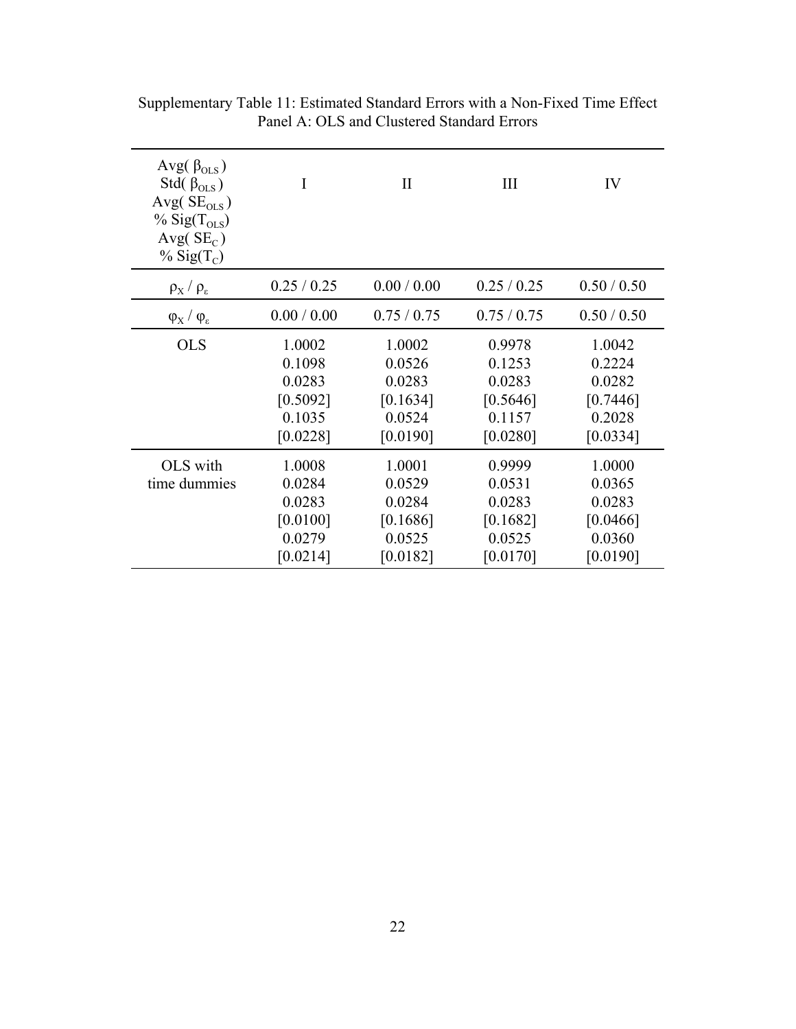Supplementary Table 11: Estimated Standard Errors with a Non-Fixed Time Effect
Panel A: OLS and Clustered Standard Errors

| Avg( $\beta_{OLS}$ )<br>Std( $\beta_{OLS}$ )<br>Avg( $SE_{OLS}$ )<br>% Sig($T_{OLS}$)<br>Avg( $SE_C$ )<br>% Sig($T_C$) | I | II | III | IV |
|---|---|---|---|---|
| $\rho_X$ / $\rho_\varepsilon$ | 0.25 / 0.25 | 0.00 / 0.00 | 0.25 / 0.25 | 0.50 / 0.50 |
| $\varphi_X$ / $\varphi_\varepsilon$ | 0.00 / 0.00 | 0.75 / 0.75 | 0.75 / 0.75 | 0.50 / 0.50 |
| OLS | 1.0002<br>0.1098<br>0.0283<br>[0.5092]<br>0.1035<br>[0.0228] | 1.0002<br>0.0526<br>0.0283<br>[0.1634]<br>0.0524<br>[0.0190] | 0.9978<br>0.1253<br>0.0283<br>[0.5646]<br>0.1157<br>[0.0280] | 1.0042<br>0.2224<br>0.0282<br>[0.7446]<br>0.2028<br>[0.0334] |
| OLS with time dummies | 1.0008<br>0.0284<br>0.0283<br>[0.0100]<br>0.0279<br>[0.0214] | 1.0001<br>0.0529<br>0.0284<br>[0.1686]<br>0.0525<br>[0.0182] | 0.9999<br>0.0531<br>0.0283<br>[0.1682]<br>0.0525<br>[0.0170] | 1.0000<br>0.0365<br>0.0283<br>[0.0466]<br>0.0360<br>[0.0190] |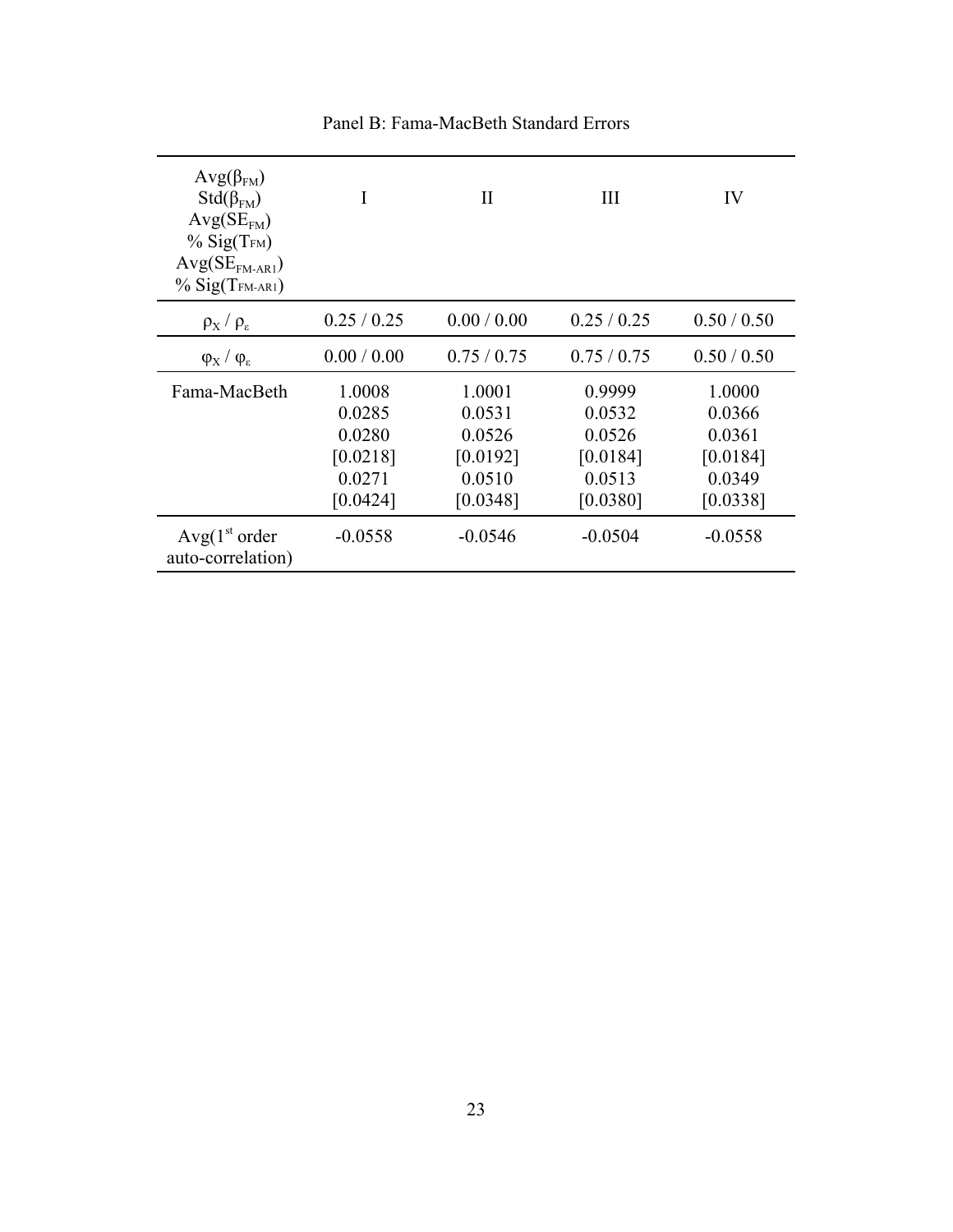Panel B: Fama-MacBeth Standard Errors

| $Avg(\beta_{FM})$<br>$Std(\beta_{FM})$<br>$Avg(SE_{FM})$<br>% $Sig(T_{FM})$<br>$Avg(SE_{FM\text{-}AR1})$<br>% $Sig(T_{FM\text{-}AR1})$ | I | II | III | IV |
|---|---|---|---|---|
| $\rho_X$ / $\rho_\varepsilon$ | 0.25 / 0.25 | 0.00 / 0.00 | 0.25 / 0.25 | 0.50 / 0.50 |
| $\varphi_X$ / $\varphi_\varepsilon$ | 0.00 / 0.00 | 0.75 / 0.75 | 0.75 / 0.75 | 0.50 / 0.50 |
| Fama-MacBeth | 1.0008<br>0.0285<br>0.0280<br>[0.0218]<br>0.0271<br>[0.0424] | 1.0001<br>0.0531<br>0.0526<br>[0.0192]<br>0.0510<br>[0.0348] | 0.9999<br>0.0532<br>0.0526<br>[0.0184]<br>0.0513<br>[0.0380] | 1.0000<br>0.0366<br>0.0361<br>[0.0184]<br>0.0349<br>[0.0338] |
| Avg(1st order auto-correlation) | -0.0558 | -0.0546 | -0.0504 | -0.0558 |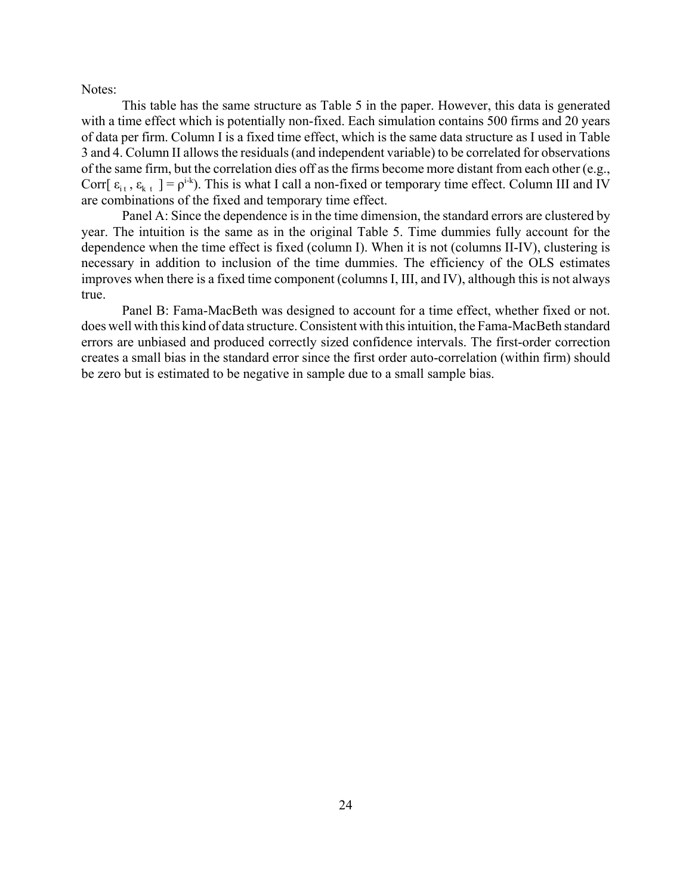Notes:

This table has the same structure as Table 5 in the paper. However, this data is generated with a time effect which is potentially non-fixed. Each simulation contains 500 firms and 20 years of data per firm. Column I is a fixed time effect, which is the same data structure as I used in Table 3 and 4. Column II allows the residuals (and independent variable) to be correlated for observations of the same firm, but the correlation dies off as the firms become more distant from each other (e.g., Corr[ $\varepsilon_{i\,t}$ , $\varepsilon_{k\,t}$ ] = $\rho^{i\text{-}k}$). This is what I call a non-fixed or temporary time effect. Column III and IV are combinations of the fixed and temporary time effect.

Panel A: Since the dependence is in the time dimension, the standard errors are clustered by year. The intuition is the same as in the original Table 5. Time dummies fully account for the dependence when the time effect is fixed (column I). When it is not (columns II-IV), clustering is necessary in addition to inclusion of the time dummies. The efficiency of the OLS estimates improves when there is a fixed time component (columns I, III, and IV), although this is not always true.

Panel B: Fama-MacBeth was designed to account for a time effect, whether fixed or not. does well with this kind of data structure. Consistent with this intuition, the Fama-MacBeth standard errors are unbiased and produced correctly sized confidence intervals. The first-order correction creates a small bias in the standard error since the first order auto-correlation (within firm) should be zero but is estimated to be negative in sample due to a small sample bias.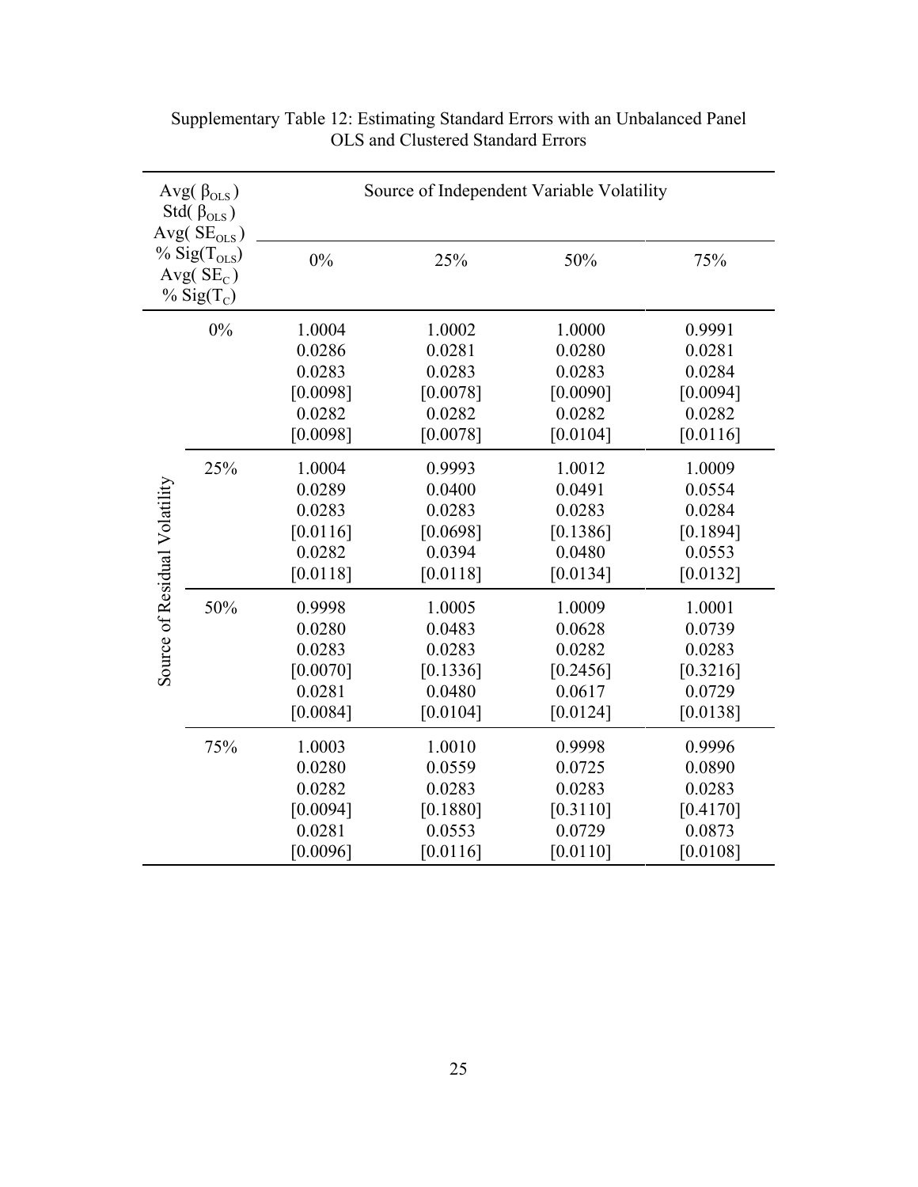Supplementary Table 12: Estimating Standard Errors with an Unbalanced Panel
OLS and Clustered Standard Errors

| Avg( $\beta_{OLS}$ )<br>Std( $\beta_{OLS}$ )<br>Avg( $SE_{OLS}$ )<br>% Sig($T_{OLS}$)<br>Avg( $SE_C$ )<br>% Sig($T_C$) | | Source of Independent Variable Volatility | | | |
|---|---|---|---|---|---|
| | | 0% | 25% | 50% | 75% |
| Source of Residual Volatility | 0% | 1.0004<br>0.0286<br>0.0283<br>[0.0098]<br>0.0282<br>[0.0098] | 1.0002<br>0.0281<br>0.0283<br>[0.0078]<br>0.0282<br>[0.0078] | 1.0000<br>0.0280<br>0.0283<br>[0.0090]<br>0.0282<br>[0.0104] | 0.9991<br>0.0281<br>0.0284<br>[0.0094]<br>0.0282<br>[0.0116] |
| | 25% | 1.0004<br>0.0289<br>0.0283<br>[0.0116]<br>0.0282<br>[0.0118] | 0.9993<br>0.0400<br>0.0283<br>[0.0698]<br>0.0394<br>[0.0118] | 1.0012<br>0.0491<br>0.0283<br>[0.1386]<br>0.0480<br>[0.0134] | 1.0009<br>0.0554<br>0.0284<br>[0.1894]<br>0.0553<br>[0.0132] |
| | 50% | 0.9998<br>0.0280<br>0.0283<br>[0.0070]<br>0.0281<br>[0.0084] | 1.0005<br>0.0483<br>0.0283<br>[0.1336]<br>0.0480<br>[0.0104] | 1.0009<br>0.0628<br>0.0282<br>[0.2456]<br>0.0617<br>[0.0124] | 1.0001<br>0.0739<br>0.0283<br>[0.3216]<br>0.0729<br>[0.0138] |
| | 75% | 1.0003<br>0.0280<br>0.0282<br>[0.0094]<br>0.0281<br>[0.0096] | 1.0010<br>0.0559<br>0.0283<br>[0.1880]<br>0.0553<br>[0.0116] | 0.9998<br>0.0725<br>0.0283<br>[0.3110]<br>0.0729<br>[0.0110] | 0.9996<br>0.0890<br>0.0283<br>[0.4170]<br>0.0873<br>[0.0108] |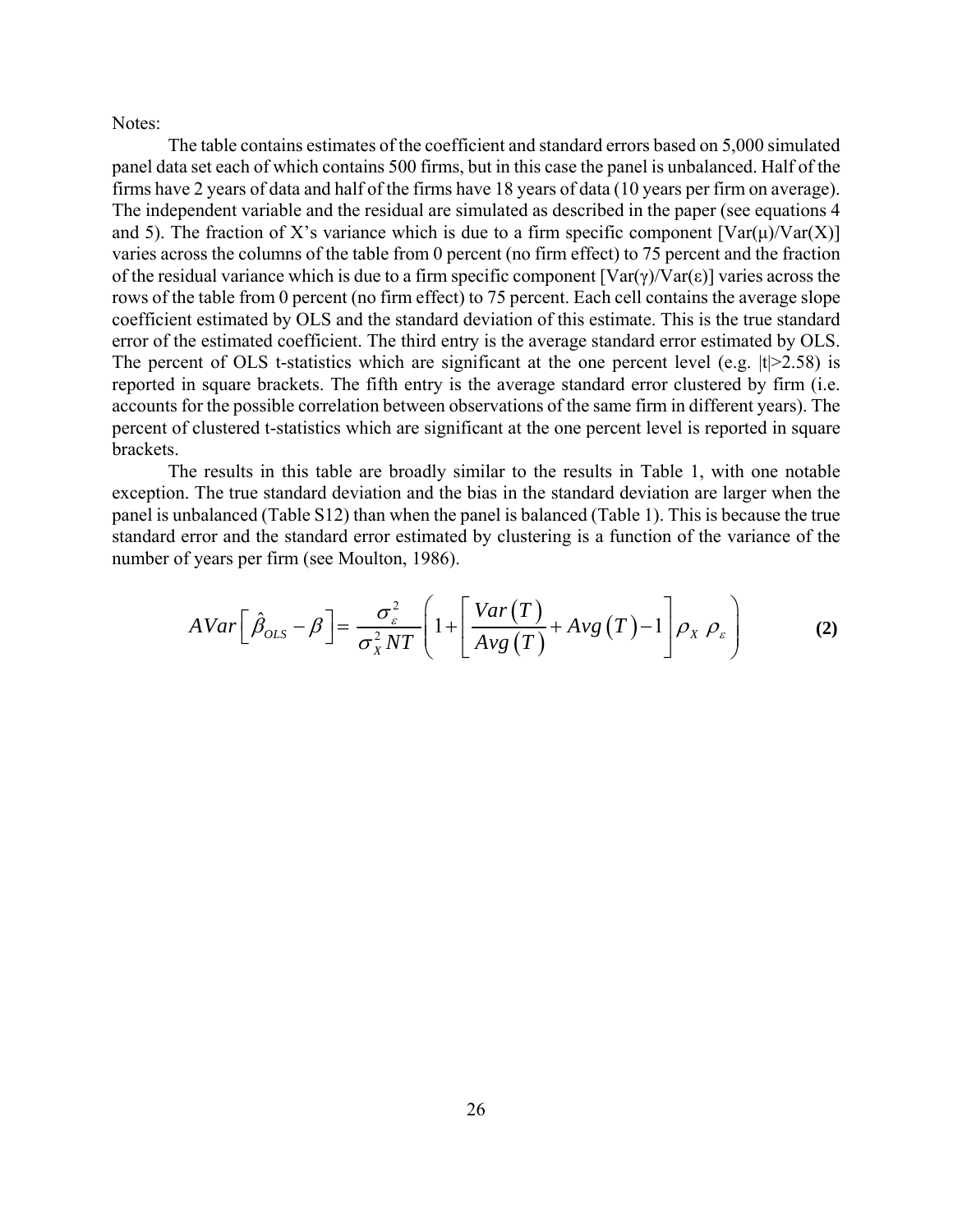Notes:

The table contains estimates of the coefficient and standard errors based on 5,000 simulated panel data set each of which contains 500 firms, but in this case the panel is unbalanced. Half of the firms have 2 years of data and half of the firms have 18 years of data (10 years per firm on average). The independent variable and the residual are simulated as described in the paper (see equations 4 and 5). The fraction of X's variance which is due to a firm specific component [Var(μ)/Var(X)] varies across the columns of the table from 0 percent (no firm effect) to 75 percent and the fraction of the residual variance which is due to a firm specific component [Var(γ)/Var(ε)] varies across the rows of the table from 0 percent (no firm effect) to 75 percent. Each cell contains the average slope coefficient estimated by OLS and the standard deviation of this estimate. This is the true standard error of the estimated coefficient. The third entry is the average standard error estimated by OLS. The percent of OLS t-statistics which are significant at the one percent level (e.g. |t|>2.58) is reported in square brackets. The fifth entry is the average standard error clustered by firm (i.e. accounts for the possible correlation between observations of the same firm in different years). The percent of clustered t-statistics which are significant at the one percent level is reported in square brackets.

The results in this table are broadly similar to the results in Table 1, with one notable exception. The true standard deviation and the bias in the standard deviation are larger when the panel is unbalanced (Table S12) than when the panel is balanced (Table 1). This is because the true standard error and the standard error estimated by clustering is a function of the variance of the number of years per firm (see Moulton, 1986).

$$AVar\left[\hat{\beta}_{OLS} - \beta\right] = \frac{\sigma_{\varepsilon}^{2}}{\sigma_{X}^{2} NT}\left(1 + \left[\frac{Var(T)}{Avg(T)} + Avg(T) - 1\right]\rho_{X}\ \rho_{\varepsilon}\right) \qquad \textbf{(2)}$$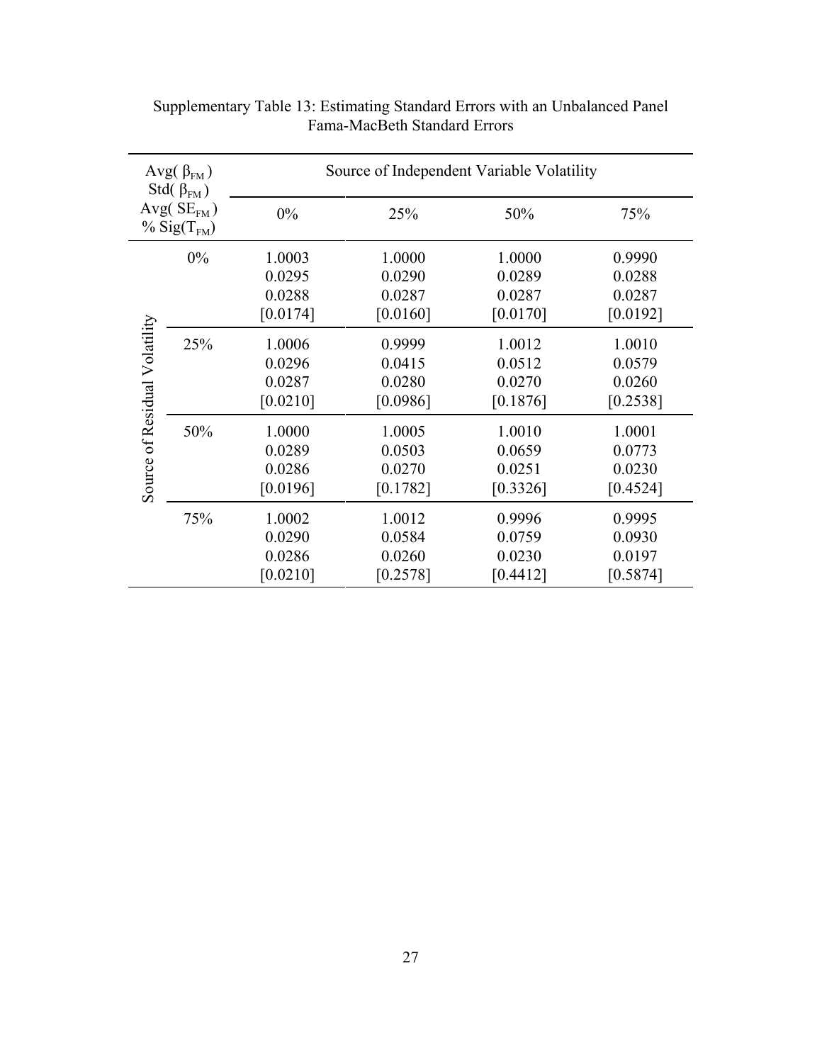Supplementary Table 13: Estimating Standard Errors with an Unbalanced Panel
Fama-MacBeth Standard Errors

| $Avg(\beta_{FM})$ <br> $Std(\beta_{FM})$ <br> $Avg(SE_{FM})$ <br> $\% Sig(T_{FM})$ | | Source of Independent Variable Volatility | | | |
|---|---|---|---|---|---|
| | | 0% | 25% | 50% | 75% |
| Source of Residual Volatility | 0% | 1.0003<br>0.0295<br>0.0288<br>[0.0174] | 1.0000<br>0.0290<br>0.0287<br>[0.0160] | 1.0000<br>0.0289<br>0.0287<br>[0.0170] | 0.9990<br>0.0288<br>0.0287<br>[0.0192] |
| | 25% | 1.0006<br>0.0296<br>0.0287<br>[0.0210] | 0.9999<br>0.0415<br>0.0280<br>[0.0986] | 1.0012<br>0.0512<br>0.0270<br>[0.1876] | 1.0010<br>0.0579<br>0.0260<br>[0.2538] |
| | 50% | 1.0000<br>0.0289<br>0.0286<br>[0.0196] | 1.0005<br>0.0503<br>0.0270<br>[0.1782] | 1.0010<br>0.0659<br>0.0251<br>[0.3326] | 1.0001<br>0.0773<br>0.0230<br>[0.4524] |
| | 75% | 1.0002<br>0.0290<br>0.0286<br>[0.0210] | 1.0012<br>0.0584<br>0.0260<br>[0.2578] | 0.9996<br>0.0759<br>0.0230<br>[0.4412] | 0.9995<br>0.0930<br>0.0197<br>[0.5874] |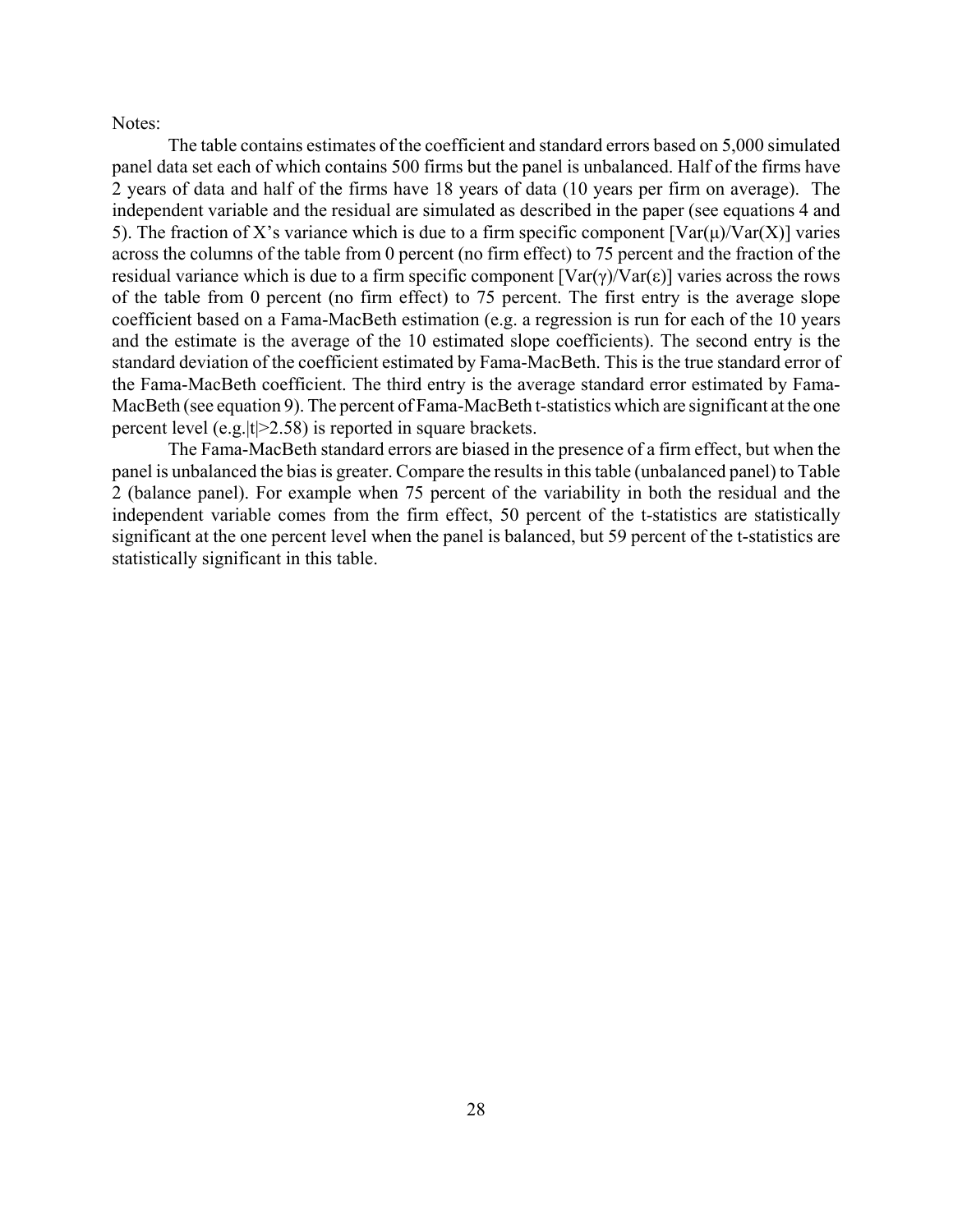Notes:

The table contains estimates of the coefficient and standard errors based on 5,000 simulated panel data set each of which contains 500 firms but the panel is unbalanced. Half of the firms have 2 years of data and half of the firms have 18 years of data (10 years per firm on average). The independent variable and the residual are simulated as described in the paper (see equations 4 and 5). The fraction of X's variance which is due to a firm specific component [$Var(\mu)/Var(X)$] varies across the columns of the table from 0 percent (no firm effect) to 75 percent and the fraction of the residual variance which is due to a firm specific component [$Var(\gamma)/Var(\varepsilon)$] varies across the rows of the table from 0 percent (no firm effect) to 75 percent. The first entry is the average slope coefficient based on a Fama-MacBeth estimation (e.g. a regression is run for each of the 10 years and the estimate is the average of the 10 estimated slope coefficients). The second entry is the standard deviation of the coefficient estimated by Fama-MacBeth. This is the true standard error of the Fama-MacBeth coefficient. The third entry is the average standard error estimated by Fama-MacBeth (see equation 9). The percent of Fama-MacBeth t-statistics which are significant at the one percent level (e.g.$|t|>2.58$) is reported in square brackets.

The Fama-MacBeth standard errors are biased in the presence of a firm effect, but when the panel is unbalanced the bias is greater. Compare the results in this table (unbalanced panel) to Table 2 (balance panel). For example when 75 percent of the variability in both the residual and the independent variable comes from the firm effect, 50 percent of the t-statistics are statistically significant at the one percent level when the panel is balanced, but 59 percent of the t-statistics are statistically significant in this table.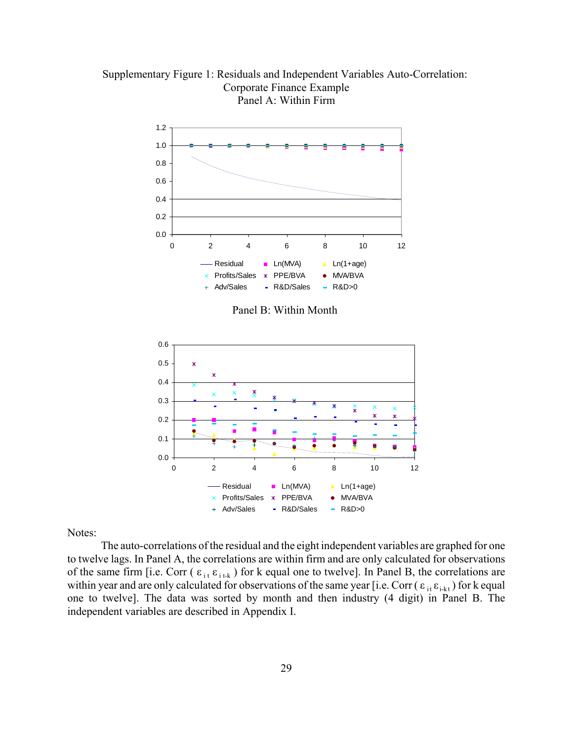Supplementary Figure 1: Residuals and Independent Variables Auto-Correlation: Corporate Finance Example

Panel A: Within Firm

1.2
1.0
0.8
0.6
0.4
0.2
0.0
0 2 4 6 8 10 12

Residual, Ln(MVA), Ln(1+age), Profits/Sales, PPE/BVA, MVA/BVA, Adv/Sales, R&D/Sales, R&D>0

Panel B: Within Month

0.6
0.5
0.4
0.3
0.2
0.1
0.0
0 2 4 6 8 10 12

Residual, Ln(MVA), Ln(1+age), Profits/Sales, PPE/BVA, MVA/BVA, Adv/Sales, R&D/Sales, R&D>0

Notes:

The auto-correlations of the residual and the eight independent variables are graphed for one to twelve lags. In Panel A, the correlations are within firm and are only calculated for observations of the same firm [i.e. Corr ( $\varepsilon_{i\,t}\ \varepsilon_{i\,t\text{-}k}$ ) for k equal one to twelve]. In Panel B, the correlations are within year and are only calculated for observations of the same year [i.e. Corr ( $\varepsilon_{i\,t}\ \varepsilon_{i\text{-}k\,t}$ ) for k equal one to twelve]. The data was sorted by month and then industry (4 digit) in Panel B. The independent variables are described in Appendix I.